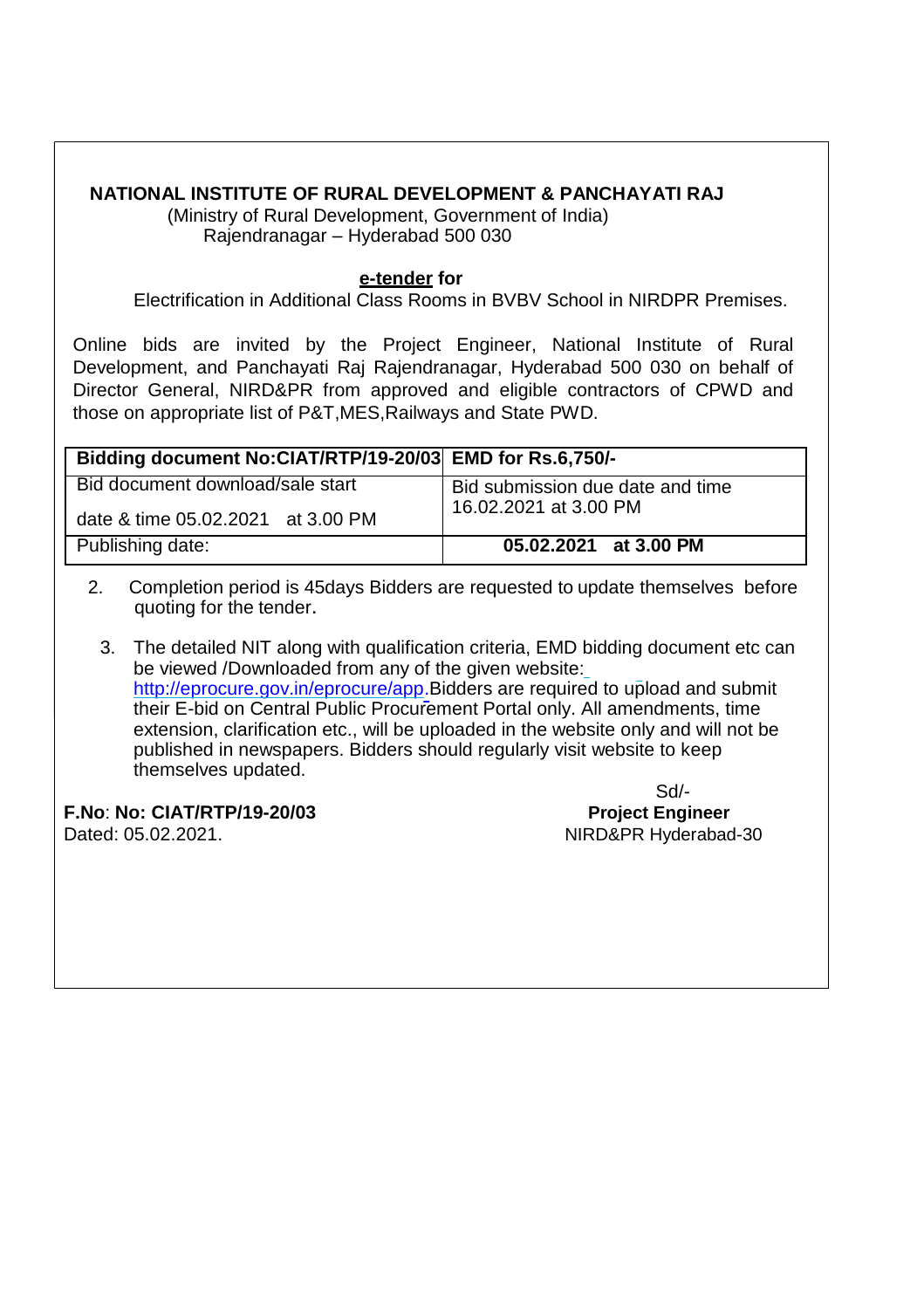**NATIONAL INSTITUTE OF RURAL DEVELOPMENT & PANCHAYATI RAJ**

(Ministry of Rural Development, Government of India)
Rajendranagar – Hyderabad 500 030

**e-tender for**

Electrification in Additional Class Rooms in BVBV School in NIRDPR Premises.

Online bids are invited by the Project Engineer, National Institute of Rural Development, and Panchayati Raj Rajendranagar, Hyderabad 500 030 on behalf of Director General, NIRD&PR from approved and eligible contractors of CPWD and those on appropriate list of P&T,MES,Railways and State PWD.

| **Bidding document No:CIAT/RTP/19-20/03** | **EMD for Rs.6,750/-** |
|---|---|
| Bid document download/sale start date & time 05.02.2021 at 3.00 PM | Bid submission due date and time 16.02.2021 at 3.00 PM |
| Publishing date: | **05.02.2021 at 3.00 PM** |

2. Completion period is 45days Bidders are requested to update themselves before quoting for the tender.

3. The detailed NIT along with qualification criteria, EMD bidding document etc can be viewed /Downloaded from any of the given website: http://eprocure.gov.in/eprocure/app.Bidders are required to upload and submit their E-bid on Central Public Procurement Portal only. All amendments, time extension, clarification etc., will be uploaded in the website only and will not be published in newspapers. Bidders should regularly visit website to keep themselves updated.

**F.No**: **No: CIAT/RTP/19-20/03**
Dated: 05.02.2021.

Sd/-
**Project Engineer**
NIRD&PR Hyderabad-30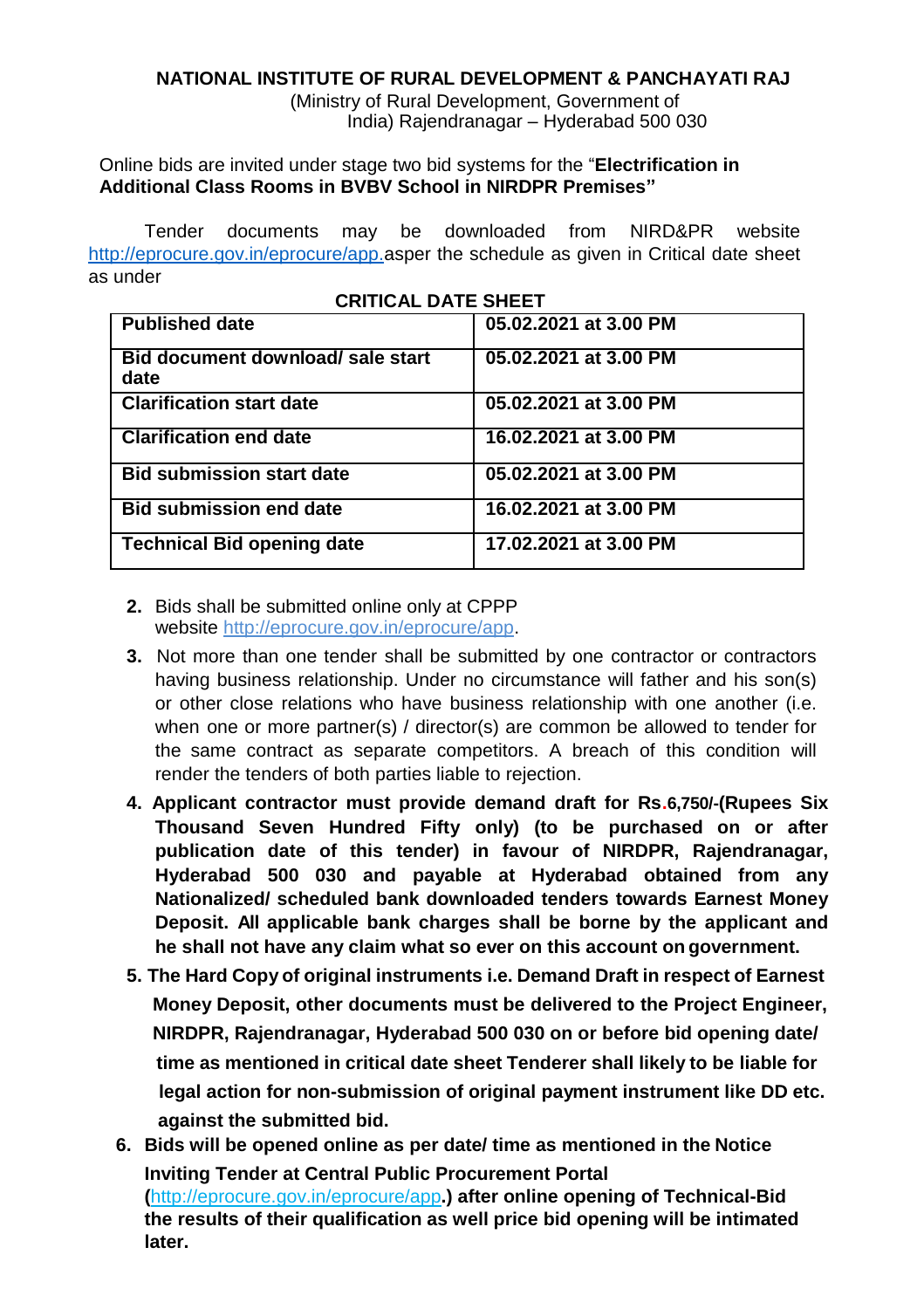**NATIONAL INSTITUTE OF RURAL DEVELOPMENT & PANCHAYATI RAJ**

(Ministry of Rural Development, Government of India) Rajendranagar – Hyderabad 500 030

Online bids are invited under stage two bid systems for the "**Electrification in Additional Class Rooms in BVBV School in NIRDPR Premises"**

Tender documents may be downloaded from NIRD&PR website http://eprocure.gov.in/eprocure/app.asper the schedule as given in Critical date sheet as under

**CRITICAL DATE SHEET**

| | |
|---|---|
| **Published date** | **05.02.2021 at 3.00 PM** |
| **Bid document download/ sale start date** | **05.02.2021 at 3.00 PM** |
| **Clarification start date** | **05.02.2021 at 3.00 PM** |
| **Clarification end date** | **16.02.2021 at 3.00 PM** |
| **Bid submission start date** | **05.02.2021 at 3.00 PM** |
| **Bid submission end date** | **16.02.2021 at 3.00 PM** |
| **Technical Bid opening date** | **17.02.2021 at 3.00 PM** |

2. Bids shall be submitted online only at CPPP website http://eprocure.gov.in/eprocure/app.
3. Not more than one tender shall be submitted by one contractor or contractors having business relationship. Under no circumstance will father and his son(s) or other close relations who have business relationship with one another (i.e. when one or more partner(s) / director(s) are common be allowed to tender for the same contract as separate competitors. A breach of this condition will render the tenders of both parties liable to rejection.
4. **Applicant contractor must provide demand draft for Rs.6,750/-(Rupees Six Thousand Seven Hundred Fifty only) (to be purchased on or after publication date of this tender) in favour of NIRDPR, Rajendranagar, Hyderabad 500 030 and payable at Hyderabad obtained from any Nationalized/ scheduled bank downloaded tenders towards Earnest Money Deposit. All applicable bank charges shall be borne by the applicant and he shall not have any claim what so ever on this account on government.**
5. **The Hard Copy of original instruments i.e. Demand Draft in respect of Earnest Money Deposit, other documents must be delivered to the Project Engineer, NIRDPR, Rajendranagar, Hyderabad 500 030 on or before bid opening date/ time as mentioned in critical date sheet Tenderer shall likely to be liable for legal action for non-submission of original payment instrument like DD etc. against the submitted bid.**
6. **Bids will be opened online as per date/ time as mentioned in the Notice Inviting Tender at Central Public Procurement Portal (**http://eprocure.gov.in/eprocure/app**.) after online opening of Technical-Bid the results of their qualification as well price bid opening will be intimated later.**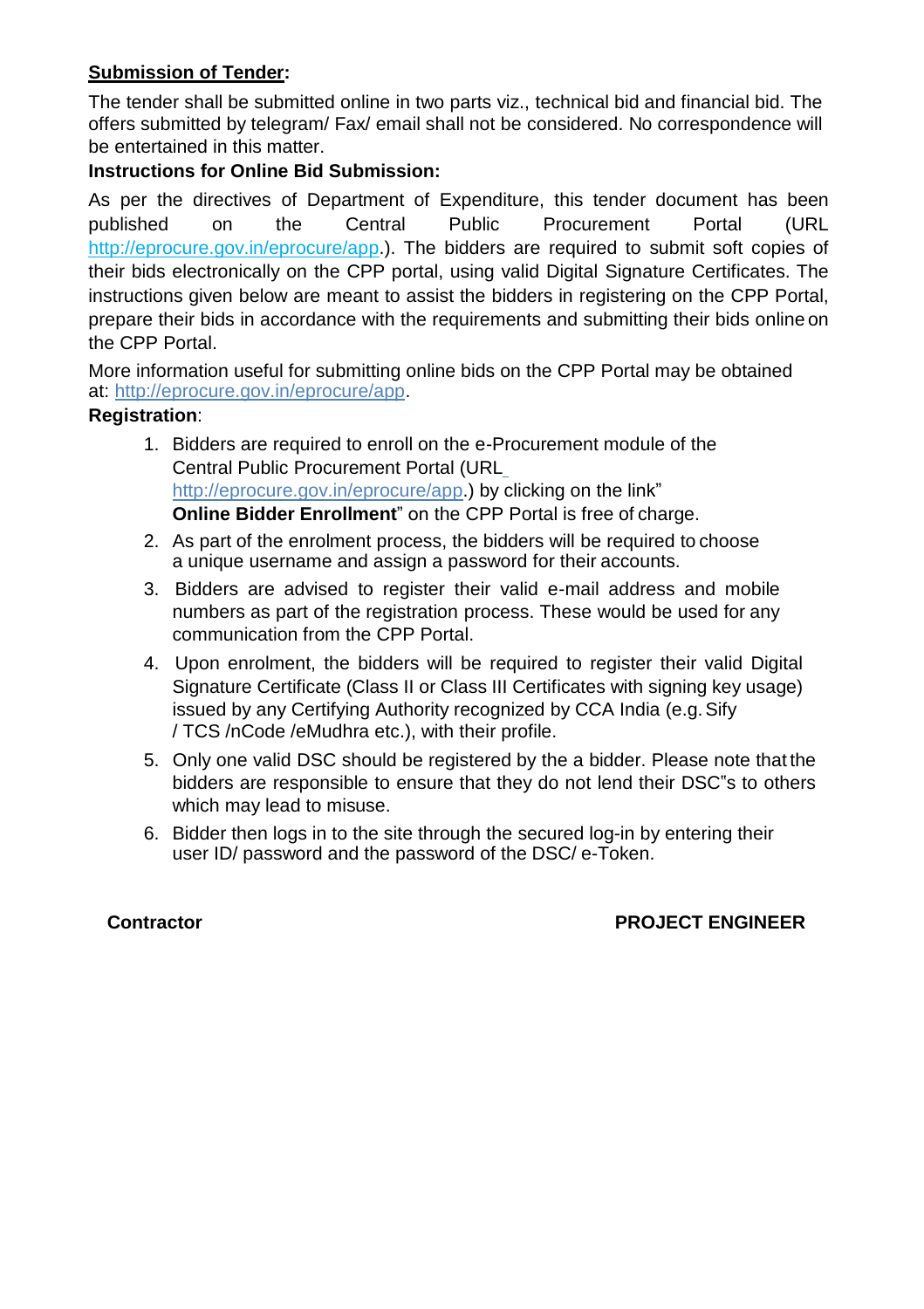**<u>Submission of Tender</u>:**

The tender shall be submitted online in two parts viz., technical bid and financial bid. The offers submitted by telegram/ Fax/ email shall not be considered. No correspondence will be entertained in this matter.

**Instructions for Online Bid Submission:**

As per the directives of Department of Expenditure, this tender document has been published on the Central Public Procurement Portal (URL http://eprocure.gov.in/eprocure/app.). The bidders are required to submit soft copies of their bids electronically on the CPP portal, using valid Digital Signature Certificates. The instructions given below are meant to assist the bidders in registering on the CPP Portal, prepare their bids in accordance with the requirements and submitting their bids online on the CPP Portal.

More information useful for submitting online bids on the CPP Portal may be obtained at: http://eprocure.gov.in/eprocure/app.

**Registration**:

1. Bidders are required to enroll on the e-Procurement module of the Central Public Procurement Portal (URL http://eprocure.gov.in/eprocure/app.) by clicking on the link" **Online Bidder Enrollment**" on the CPP Portal is free of charge.
2. As part of the enrolment process, the bidders will be required to choose a unique username and assign a password for their accounts.
3. Bidders are advised to register their valid e-mail address and mobile numbers as part of the registration process. These would be used for any communication from the CPP Portal.
4. Upon enrolment, the bidders will be required to register their valid Digital Signature Certificate (Class II or Class III Certificates with signing key usage) issued by any Certifying Authority recognized by CCA India (e.g. Sify / TCS /nCode /eMudhra etc.), with their profile.
5. Only one valid DSC should be registered by the a bidder. Please note that the bidders are responsible to ensure that they do not lend their DSC"s to others which may lead to misuse.
6. Bidder then logs in to the site through the secured log-in by entering their user ID/ password and the password of the DSC/ e-Token.

**Contractor** **PROJECT ENGINEER**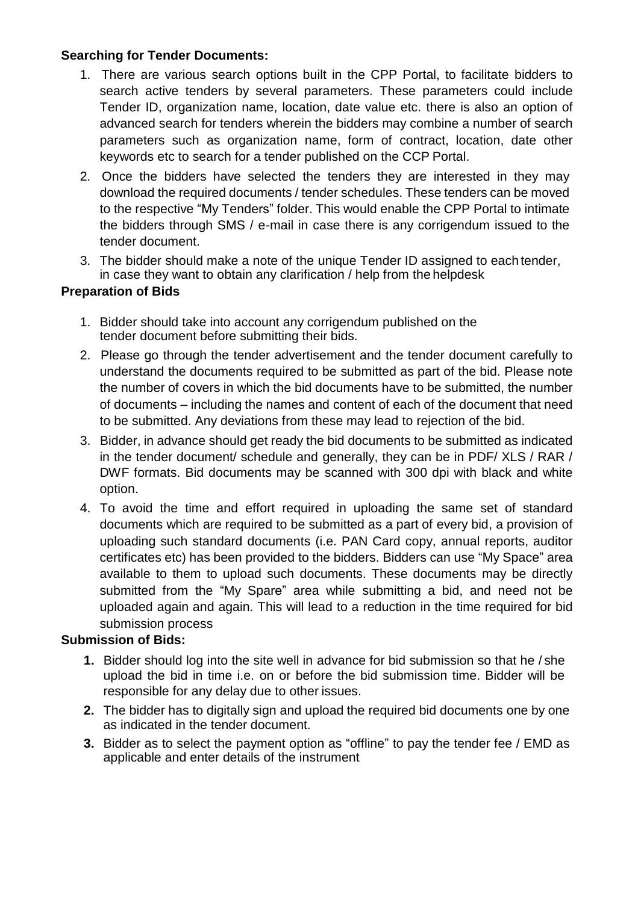**Searching for Tender Documents:**

1. There are various search options built in the CPP Portal, to facilitate bidders to search active tenders by several parameters. These parameters could include Tender ID, organization name, location, date value etc. there is also an option of advanced search for tenders wherein the bidders may combine a number of search parameters such as organization name, form of contract, location, date other keywords etc to search for a tender published on the CCP Portal.
2. Once the bidders have selected the tenders they are interested in they may download the required documents / tender schedules. These tenders can be moved to the respective "My Tenders" folder. This would enable the CPP Portal to intimate the bidders through SMS / e-mail in case there is any corrigendum issued to the tender document.
3. The bidder should make a note of the unique Tender ID assigned to each tender, in case they want to obtain any clarification / help from the helpdesk

**Preparation of Bids**

1. Bidder should take into account any corrigendum published on the tender document before submitting their bids.
2. Please go through the tender advertisement and the tender document carefully to understand the documents required to be submitted as part of the bid. Please note the number of covers in which the bid documents have to be submitted, the number of documents – including the names and content of each of the document that need to be submitted. Any deviations from these may lead to rejection of the bid.
3. Bidder, in advance should get ready the bid documents to be submitted as indicated in the tender document/ schedule and generally, they can be in PDF/ XLS / RAR / DWF formats. Bid documents may be scanned with 300 dpi with black and white option.
4. To avoid the time and effort required in uploading the same set of standard documents which are required to be submitted as a part of every bid, a provision of uploading such standard documents (i.e. PAN Card copy, annual reports, auditor certificates etc) has been provided to the bidders. Bidders can use "My Space" area available to them to upload such documents. These documents may be directly submitted from the "My Spare" area while submitting a bid, and need not be uploaded again and again. This will lead to a reduction in the time required for bid submission process

**Submission of Bids:**

1. Bidder should log into the site well in advance for bid submission so that he / she upload the bid in time i.e. on or before the bid submission time. Bidder will be responsible for any delay due to other issues.
2. The bidder has to digitally sign and upload the required bid documents one by one as indicated in the tender document.
3. Bidder as to select the payment option as "offline" to pay the tender fee / EMD as applicable and enter details of the instrument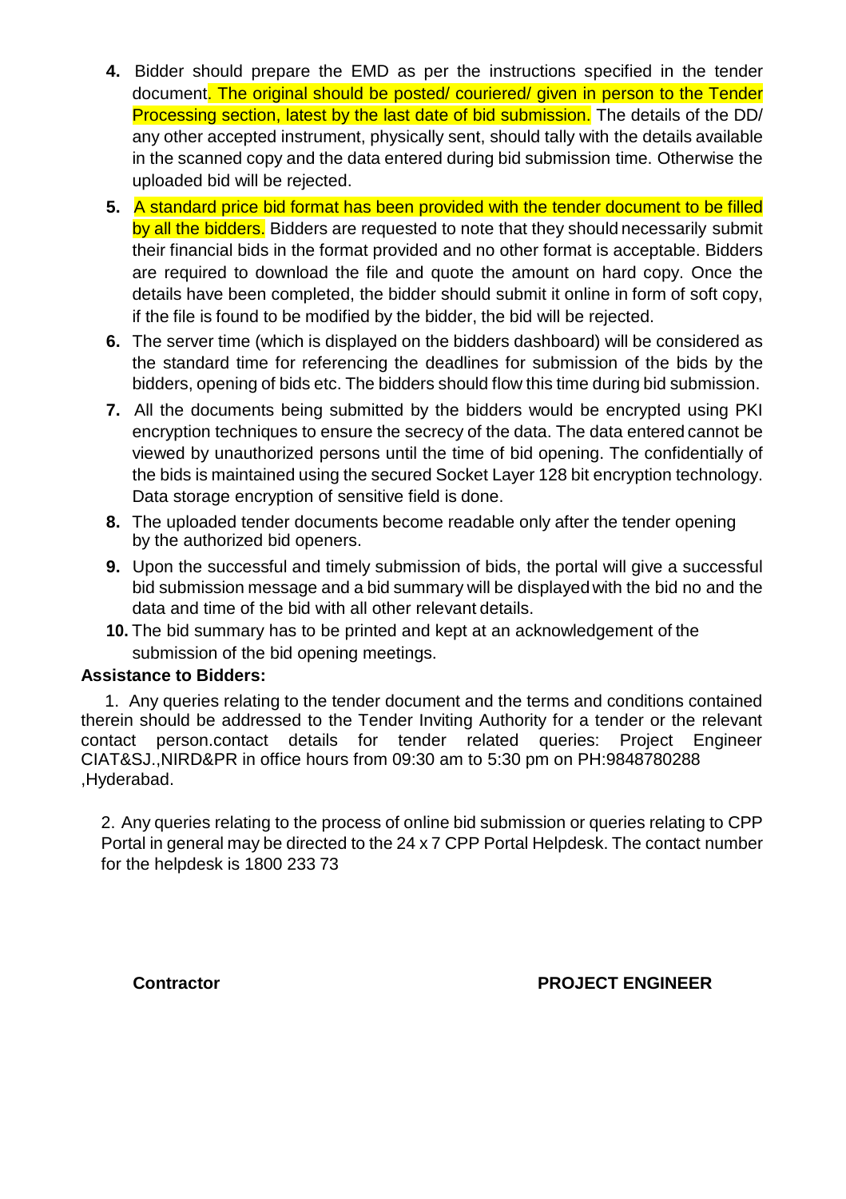4. Bidder should prepare the EMD as per the instructions specified in the tender document. The original should be posted/ couriered/ given in person to the Tender Processing section, latest by the last date of bid submission. The details of the DD/ any other accepted instrument, physically sent, should tally with the details available in the scanned copy and the data entered during bid submission time. Otherwise the uploaded bid will be rejected.
5. A standard price bid format has been provided with the tender document to be filled by all the bidders. Bidders are requested to note that they should necessarily submit their financial bids in the format provided and no other format is acceptable. Bidders are required to download the file and quote the amount on hard copy. Once the details have been completed, the bidder should submit it online in form of soft copy, if the file is found to be modified by the bidder, the bid will be rejected.
6. The server time (which is displayed on the bidders dashboard) will be considered as the standard time for referencing the deadlines for submission of the bids by the bidders, opening of bids etc. The bidders should flow this time during bid submission.
7. All the documents being submitted by the bidders would be encrypted using PKI encryption techniques to ensure the secrecy of the data. The data entered cannot be viewed by unauthorized persons until the time of bid opening. The confidentially of the bids is maintained using the secured Socket Layer 128 bit encryption technology. Data storage encryption of sensitive field is done.
8. The uploaded tender documents become readable only after the tender opening by the authorized bid openers.
9. Upon the successful and timely submission of bids, the portal will give a successful bid submission message and a bid summary will be displayed with the bid no and the data and time of the bid with all other relevant details.
10. The bid summary has to be printed and kept at an acknowledgement of the submission of the bid opening meetings.

**Assistance to Bidders:**

1. Any queries relating to the tender document and the terms and conditions contained therein should be addressed to the Tender Inviting Authority for a tender or the relevant contact person.contact details for tender related queries: Project Engineer CIAT&SJ.,NIRD&PR in office hours from 09:30 am to 5:30 pm on PH:9848780288 ,Hyderabad.

2. Any queries relating to the process of online bid submission or queries relating to CPP Portal in general may be directed to the 24 x 7 CPP Portal Helpdesk. The contact number for the helpdesk is 1800 233 73

**Contractor** **PROJECT ENGINEER**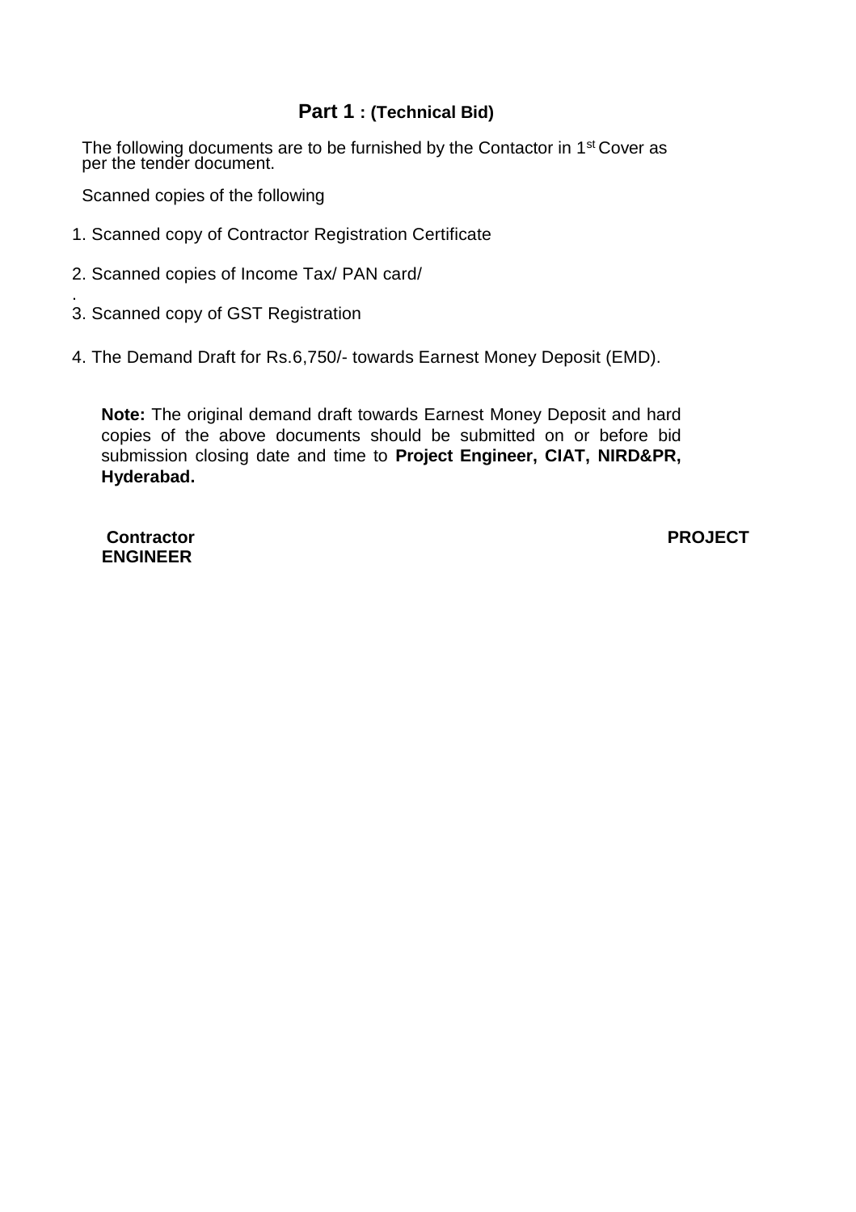## **Part 1 : (Technical Bid)**

The following documents are to be furnished by the Contactor in 1st Cover as per the tender document.

Scanned copies of the following

1. Scanned copy of Contractor Registration Certificate
2. Scanned copies of Income Tax/ PAN card/
3. Scanned copy of GST Registration
4. The Demand Draft for Rs.6,750/- towards Earnest Money Deposit (EMD).

**Note:** The original demand draft towards Earnest Money Deposit and hard copies of the above documents should be submitted on or before bid submission closing date and time to **Project Engineer, CIAT, NIRD&PR, Hyderabad.**

**Contractor** **PROJECT ENGINEER**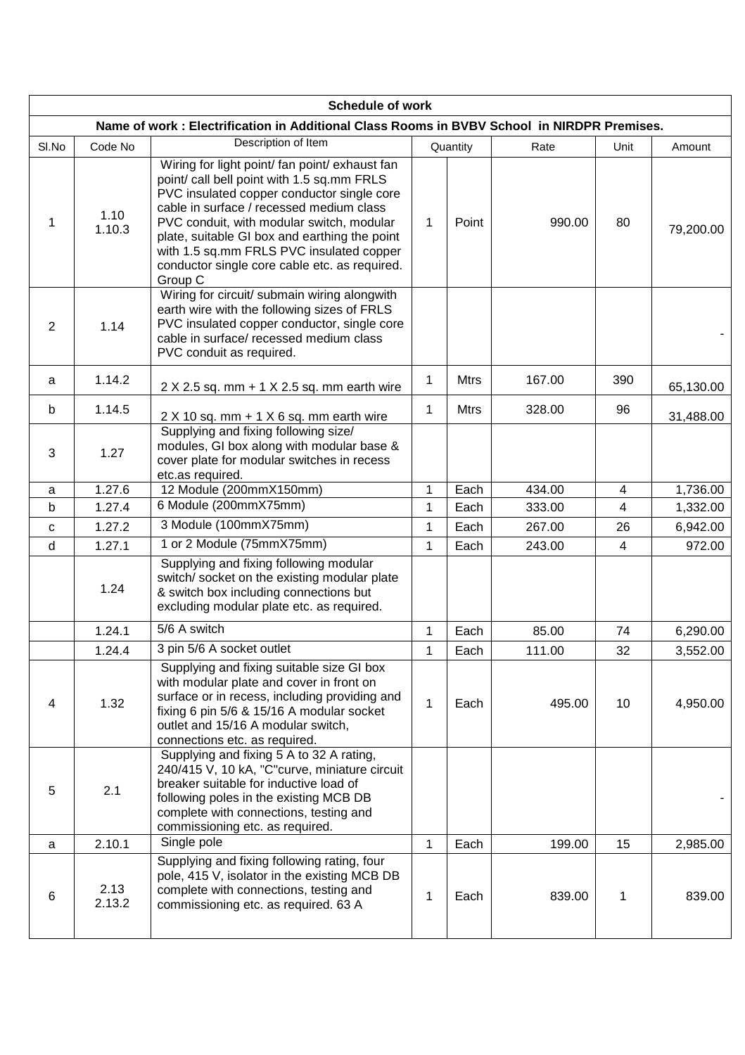| Schedule of work | | | | | | | |
|---|---|---|---|---|---|---|---|
| Name of work : Electrification in Additional Class Rooms in BVBV School in NIRDPR Premises. | | | | | | | |
| Sl.No | Code No | Description of Item | Quantity | | Rate | Unit | Amount |
| 1 | 1.10 1.10.3 | Wiring for light point/ fan point/ exhaust fan point/ call bell point with 1.5 sq.mm FRLS PVC insulated copper conductor single core cable in surface / recessed medium class PVC conduit, with modular switch, modular plate, suitable GI box and earthing the point with 1.5 sq.mm FRLS PVC insulated copper conductor single core cable etc. as required. Group C | 1 | Point | 990.00 | 80 | 79,200.00 |
| 2 | 1.14 | Wiring for circuit/ submain wiring alongwith earth wire with the following sizes of FRLS PVC insulated copper conductor, single core cable in surface/ recessed medium class PVC conduit as required. | | | | | - |
| a | 1.14.2 | 2 X 2.5 sq. mm + 1 X 2.5 sq. mm earth wire | 1 | Mtrs | 167.00 | 390 | 65,130.00 |
| b | 1.14.5 | 2 X 10 sq. mm + 1 X 6 sq. mm earth wire | 1 | Mtrs | 328.00 | 96 | 31,488.00 |
| 3 | 1.27 | Supplying and fixing following size/ modules, GI box along with modular base & cover plate for modular switches in recess etc.as required. | | | | | |
| a | 1.27.6 | 12 Module (200mmX150mm) | 1 | Each | 434.00 | 4 | 1,736.00 |
| b | 1.27.4 | 6 Module (200mmX75mm) | 1 | Each | 333.00 | 4 | 1,332.00 |
| c | 1.27.2 | 3 Module (100mmX75mm) | 1 | Each | 267.00 | 26 | 6,942.00 |
| d | 1.27.1 | 1 or 2 Module (75mmX75mm) | 1 | Each | 243.00 | 4 | 972.00 |
| | 1.24 | Supplying and fixing following modular switch/ socket on the existing modular plate & switch box including connections but excluding modular plate etc. as required. | | | | | |
| | 1.24.1 | 5/6 A switch | 1 | Each | 85.00 | 74 | 6,290.00 |
| | 1.24.4 | 3 pin 5/6 A socket outlet | 1 | Each | 111.00 | 32 | 3,552.00 |
| 4 | 1.32 | Supplying and fixing suitable size GI box with modular plate and cover in front on surface or in recess, including providing and fixing 6 pin 5/6 & 15/16 A modular socket outlet and 15/16 A modular switch, connections etc. as required. | 1 | Each | 495.00 | 10 | 4,950.00 |
| 5 | 2.1 | Supplying and fixing 5 A to 32 A rating, 240/415 V, 10 kA, "C"curve, miniature circuit breaker suitable for inductive load of following poles in the existing MCB DB complete with connections, testing and commissioning etc. as required. | | | | | - |
| a | 2.10.1 | Single pole | 1 | Each | 199.00 | 15 | 2,985.00 |
| 6 | 2.13 2.13.2 | Supplying and fixing following rating, four pole, 415 V, isolator in the existing MCB DB complete with connections, testing and commissioning etc. as required. 63 A | 1 | Each | 839.00 | 1 | 839.00 |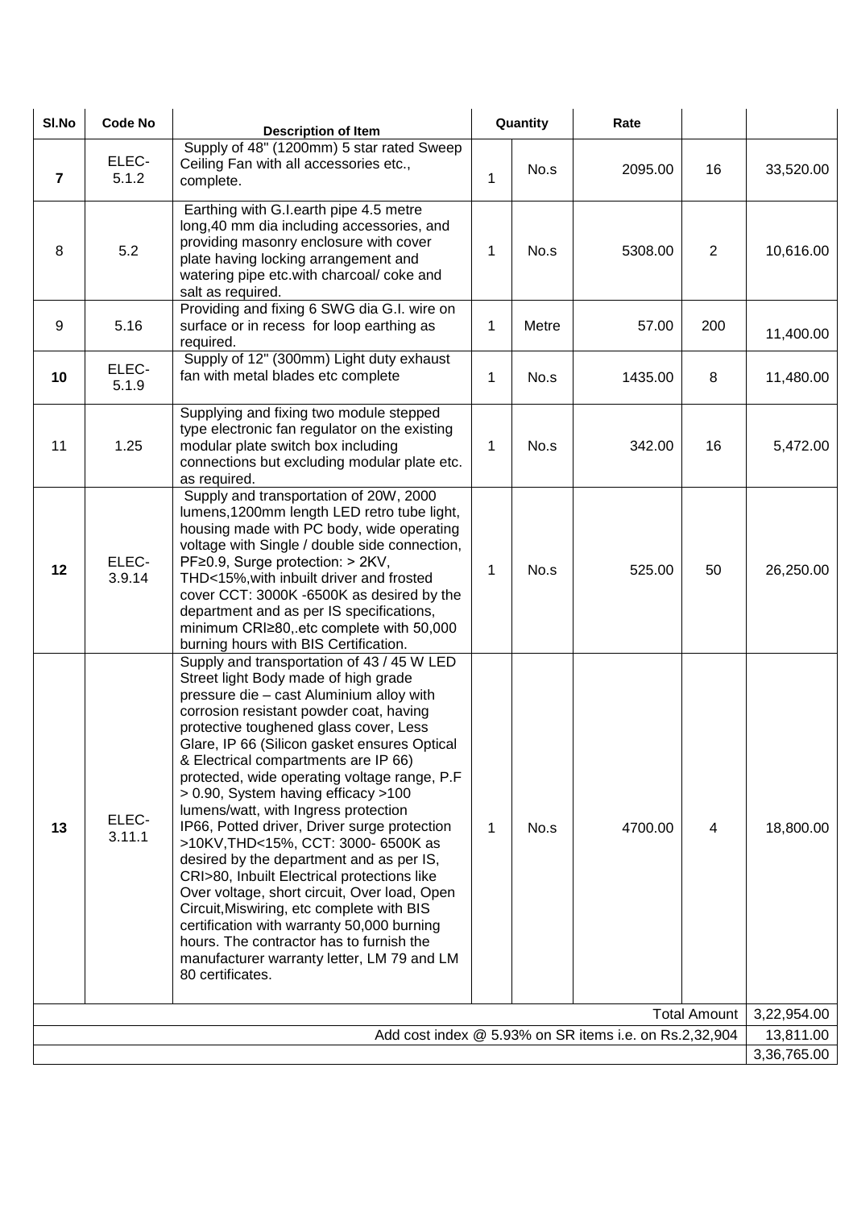| Sl.No | Code No | Description of Item | Quantity | | Rate | | |
|---|---|---|---|---|---|---|---|
| **7** | ELEC-5.1.2 | Supply of 48" (1200mm) 5 star rated Sweep Ceiling Fan with all accessories etc., complete. | 1 | No.s | 2095.00 | 16 | 33,520.00 |
| 8 | 5.2 | Earthing with G.I.earth pipe 4.5 metre long,40 mm dia including accessories, and providing masonry enclosure with cover plate having locking arrangement and watering pipe etc.with charcoal/ coke and salt as required. | 1 | No.s | 5308.00 | 2 | 10,616.00 |
| 9 | 5.16 | Providing and fixing 6 SWG dia G.I. wire on surface or in recess for loop earthing as required. | 1 | Metre | 57.00 | 200 | 11,400.00 |
| **10** | ELEC-5.1.9 | Supply of 12" (300mm) Light duty exhaust fan with metal blades etc complete | 1 | No.s | 1435.00 | 8 | 11,480.00 |
| 11 | 1.25 | Supplying and fixing two module stepped type electronic fan regulator on the existing modular plate switch box including connections but excluding modular plate etc. as required. | 1 | No.s | 342.00 | 16 | 5,472.00 |
| **12** | ELEC-3.9.14 | Supply and transportation of 20W, 2000 lumens,1200mm length LED retro tube light, housing made with PC body, wide operating voltage with Single / double side connection, PF≥0.9, Surge protection: > 2KV, THD<15%,with inbuilt driver and frosted cover CCT: 3000K -6500K as desired by the department and as per IS specifications, minimum CRI≥80,.etc complete with 50,000 burning hours with BIS Certification. | 1 | No.s | 525.00 | 50 | 26,250.00 |
| **13** | ELEC-3.11.1 | Supply and transportation of 43 / 45 W LED Street light Body made of high grade pressure die – cast Aluminium alloy with corrosion resistant powder coat, having protective toughened glass cover, Less Glare, IP 66 (Silicon gasket ensures Optical & Electrical compartments are IP 66) protected, wide operating voltage range, P.F > 0.90, System having efficacy >100 lumens/watt, with Ingress protection IP66, Potted driver, Driver surge protection >10KV,THD<15%, CCT: 3000- 6500K as desired by the department and as per IS, CRI>80, Inbuilt Electrical protections like Over voltage, short circuit, Over load, Open Circuit,Miswiring, etc complete with BIS certification with warranty 50,000 burning hours. The contractor has to furnish the manufacturer warranty letter, LM 79 and LM 80 certificates. | 1 | No.s | 4700.00 | 4 | 18,800.00 |
| | | | | | | Total Amount | 3,22,954.00 |
| | | Add cost index @ 5.93% on SR items i.e. on Rs.2,32,904 | | | | | 13,811.00 |
| | | | | | | | 3,36,765.00 |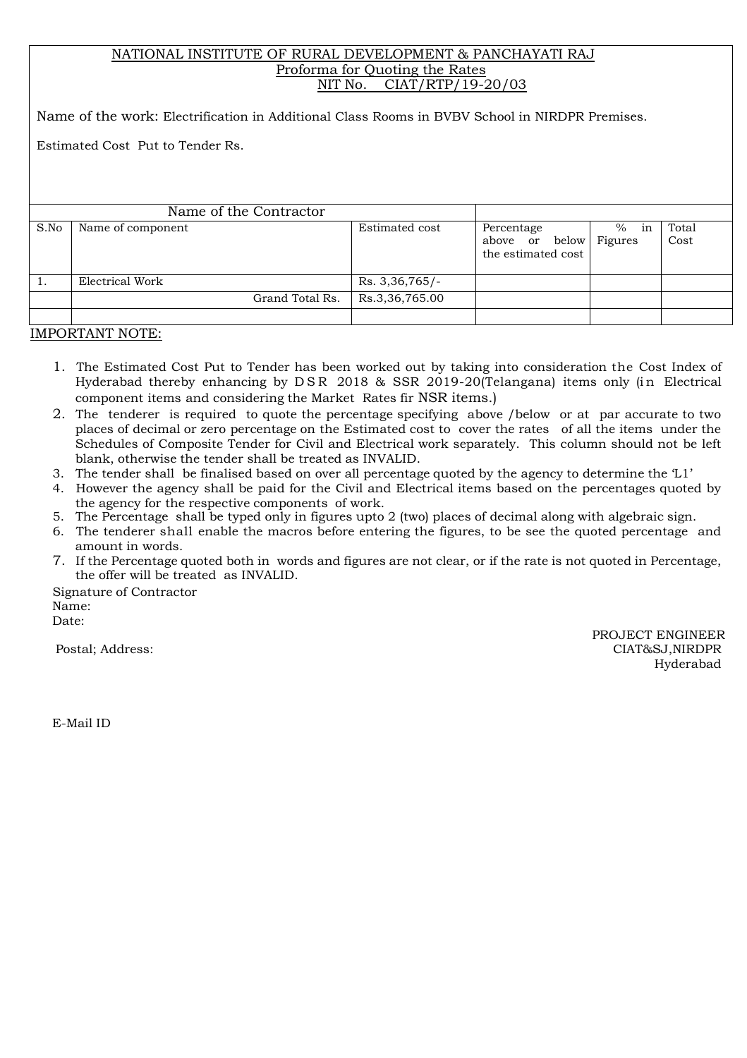NATIONAL INSTITUTE OF RURAL DEVELOPMENT & PANCHAYATI RAJ

Proforma for Quoting the Rates

NIT No. CIAT/RTP/19-20/03

Name of the work: Electrification in Additional Class Rooms in BVBV School in NIRDPR Premises.

Estimated Cost Put to Tender Rs.

| Name of the Contractor | | | | | |
|---|---|---|---|---|---|
| S.No | Name of component | Estimated cost | Percentage above or below the estimated cost | % in Figures | Total Cost |
| 1. | Electrical Work | Rs. 3,36,765/- | | | |
| | Grand Total Rs. | Rs.3,36,765.00 | | | |
| | | | | | |

IMPORTANT NOTE:

1. The Estimated Cost Put to Tender has been worked out by taking into consideration the Cost Index of Hyderabad thereby enhancing by DSR 2018 & SSR 2019-20(Telangana) items only (in Electrical component items and considering the Market Rates fir NSR items.)
2. The tenderer is required to quote the percentage specifying above /below or at par accurate to two places of decimal or zero percentage on the Estimated cost to cover the rates of all the items under the Schedules of Composite Tender for Civil and Electrical work separately. This column should not be left blank, otherwise the tender shall be treated as INVALID.
3. The tender shall be finalised based on over all percentage quoted by the agency to determine the 'L1'
4. However the agency shall be paid for the Civil and Electrical items based on the percentages quoted by the agency for the respective components of work.
5. The Percentage shall be typed only in figures upto 2 (two) places of decimal along with algebraic sign.
6. The tenderer shall enable the macros before entering the figures, to be see the quoted percentage and amount in words.
7. If the Percentage quoted both in words and figures are not clear, or if the rate is not quoted in Percentage, the offer will be treated as INVALID.

Signature of Contractor

Name:

Date:

PROJECT ENGINEER
CIAT&SJ,NIRDPR
Hyderabad

Postal; Address:

E-Mail ID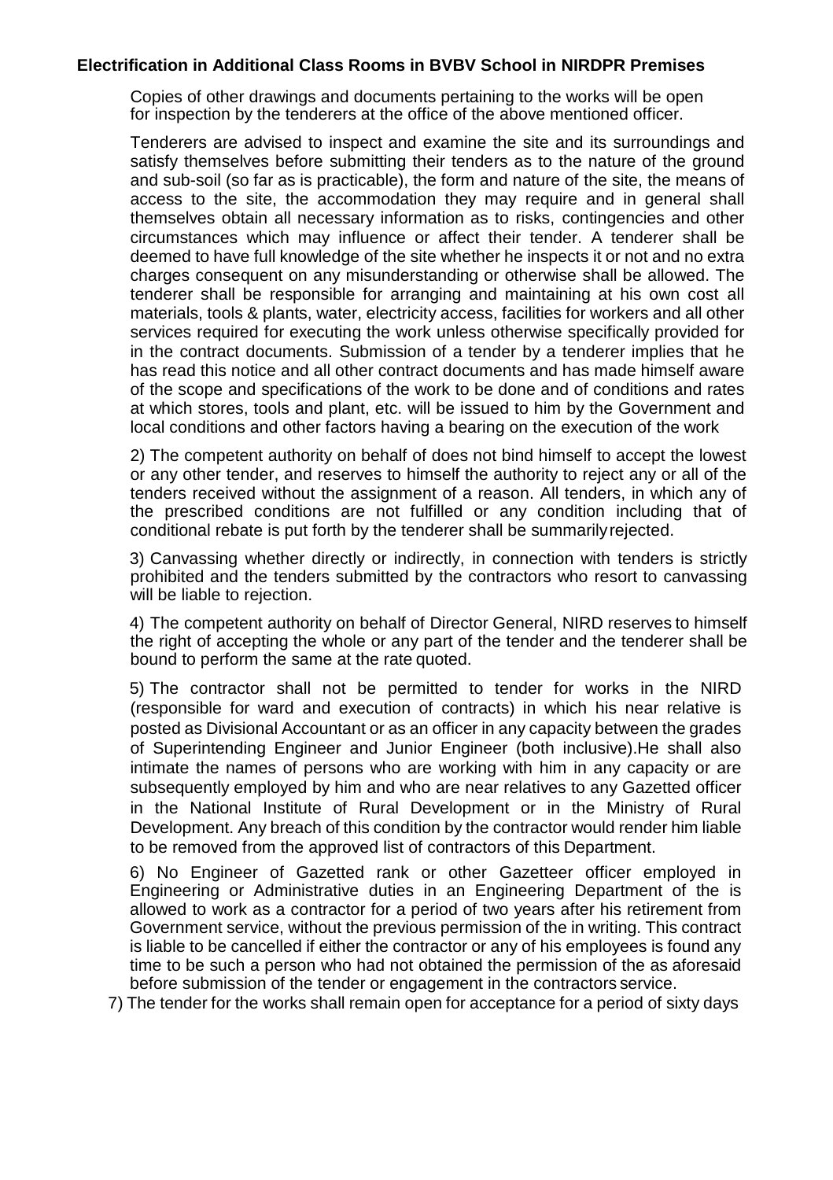**Electrification in Additional Class Rooms in BVBV School in NIRDPR Premises**

Copies of other drawings and documents pertaining to the works will be open for inspection by the tenderers at the office of the above mentioned officer.

Tenderers are advised to inspect and examine the site and its surroundings and satisfy themselves before submitting their tenders as to the nature of the ground and sub-soil (so far as is practicable), the form and nature of the site, the means of access to the site, the accommodation they may require and in general shall themselves obtain all necessary information as to risks, contingencies and other circumstances which may influence or affect their tender. A tenderer shall be deemed to have full knowledge of the site whether he inspects it or not and no extra charges consequent on any misunderstanding or otherwise shall be allowed. The tenderer shall be responsible for arranging and maintaining at his own cost all materials, tools & plants, water, electricity access, facilities for workers and all other services required for executing the work unless otherwise specifically provided for in the contract documents. Submission of a tender by a tenderer implies that he has read this notice and all other contract documents and has made himself aware of the scope and specifications of the work to be done and of conditions and rates at which stores, tools and plant, etc. will be issued to him by the Government and local conditions and other factors having a bearing on the execution of the work

2) The competent authority on behalf of does not bind himself to accept the lowest or any other tender, and reserves to himself the authority to reject any or all of the tenders received without the assignment of a reason. All tenders, in which any of the prescribed conditions are not fulfilled or any condition including that of conditional rebate is put forth by the tenderer shall be summarily rejected.

3) Canvassing whether directly or indirectly, in connection with tenders is strictly prohibited and the tenders submitted by the contractors who resort to canvassing will be liable to rejection.

4) The competent authority on behalf of Director General, NIRD reserves to himself the right of accepting the whole or any part of the tender and the tenderer shall be bound to perform the same at the rate quoted.

5) The contractor shall not be permitted to tender for works in the NIRD (responsible for ward and execution of contracts) in which his near relative is posted as Divisional Accountant or as an officer in any capacity between the grades of Superintending Engineer and Junior Engineer (both inclusive).He shall also intimate the names of persons who are working with him in any capacity or are subsequently employed by him and who are near relatives to any Gazetted officer in the National Institute of Rural Development or in the Ministry of Rural Development. Any breach of this condition by the contractor would render him liable to be removed from the approved list of contractors of this Department.

6) No Engineer of Gazetted rank or other Gazetteer officer employed in Engineering or Administrative duties in an Engineering Department of the is allowed to work as a contractor for a period of two years after his retirement from Government service, without the previous permission of the in writing. This contract is liable to be cancelled if either the contractor or any of his employees is found any time to be such a person who had not obtained the permission of the as aforesaid before submission of the tender or engagement in the contractors service.

7) The tender for the works shall remain open for acceptance for a period of sixty days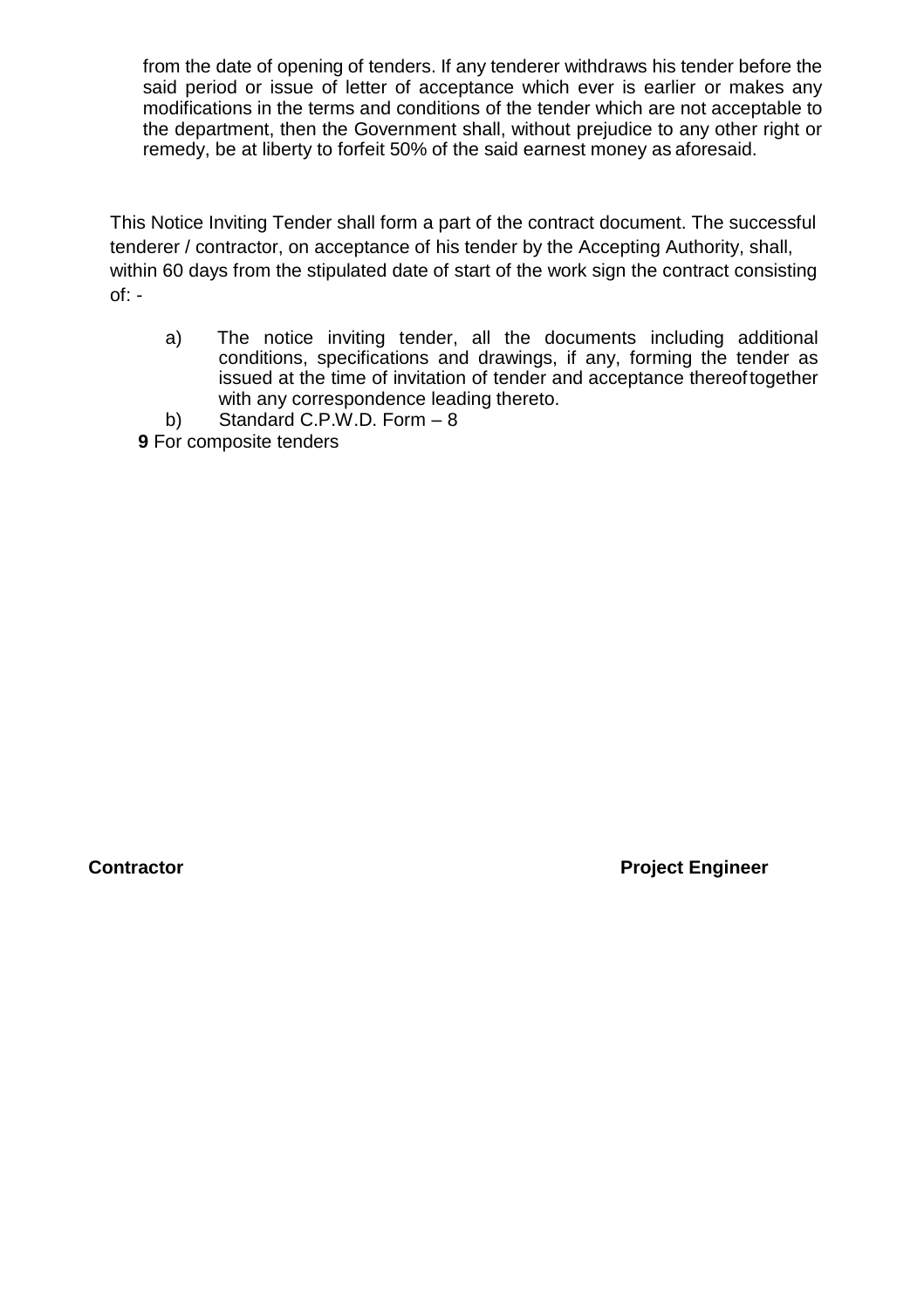from the date of opening of tenders. If any tenderer withdraws his tender before the said period or issue of letter of acceptance which ever is earlier or makes any modifications in the terms and conditions of the tender which are not acceptable to the department, then the Government shall, without prejudice to any other right or remedy, be at liberty to forfeit 50% of the said earnest money as aforesaid.

This Notice Inviting Tender shall form a part of the contract document. The successful tenderer / contractor, on acceptance of his tender by the Accepting Authority, shall, within 60 days from the stipulated date of start of the work sign the contract consisting of: -

a) The notice inviting tender, all the documents including additional conditions, specifications and drawings, if any, forming the tender as issued at the time of invitation of tender and acceptance thereof together with any correspondence leading thereto.

b) Standard C.P.W.D. Form – 8

**9** For composite tenders

**Contractor** **Project Engineer**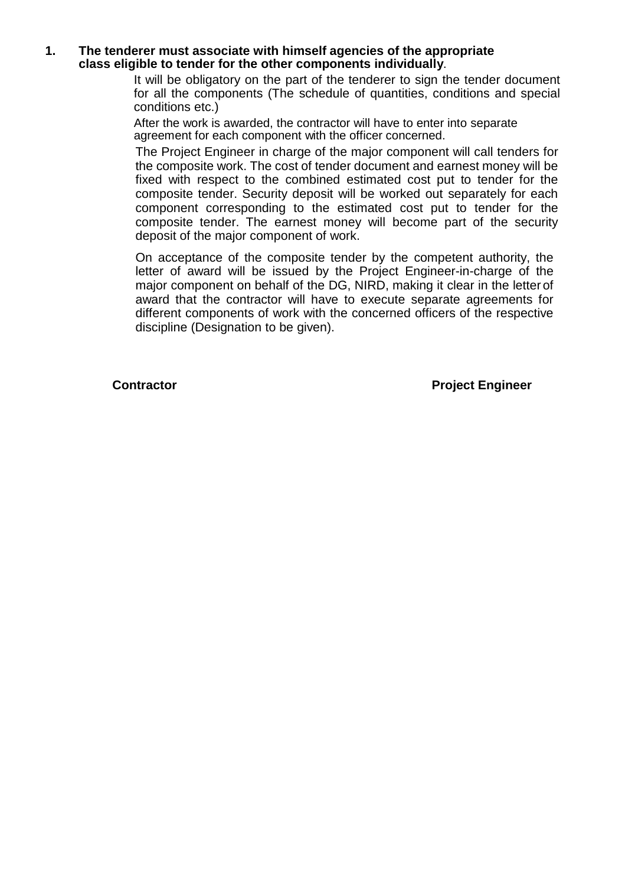1. **The tenderer must associate with himself agencies of the appropriate class eligible to tender for the other components individually**.

   It will be obligatory on the part of the tenderer to sign the tender document for all the components (The schedule of quantities, conditions and special conditions etc.)

   After the work is awarded, the contractor will have to enter into separate agreement for each component with the officer concerned.

   The Project Engineer in charge of the major component will call tenders for the composite work. The cost of tender document and earnest money will be fixed with respect to the combined estimated cost put to tender for the composite tender. Security deposit will be worked out separately for each component corresponding to the estimated cost put to tender for the composite tender. The earnest money will become part of the security deposit of the major component of work.

   On acceptance of the composite tender by the competent authority, the letter of award will be issued by the Project Engineer-in-charge of the major component on behalf of the DG, NIRD, making it clear in the letter of award that the contractor will have to execute separate agreements for different components of work with the concerned officers of the respective discipline (Designation to be given).

**Contractor** **Project Engineer**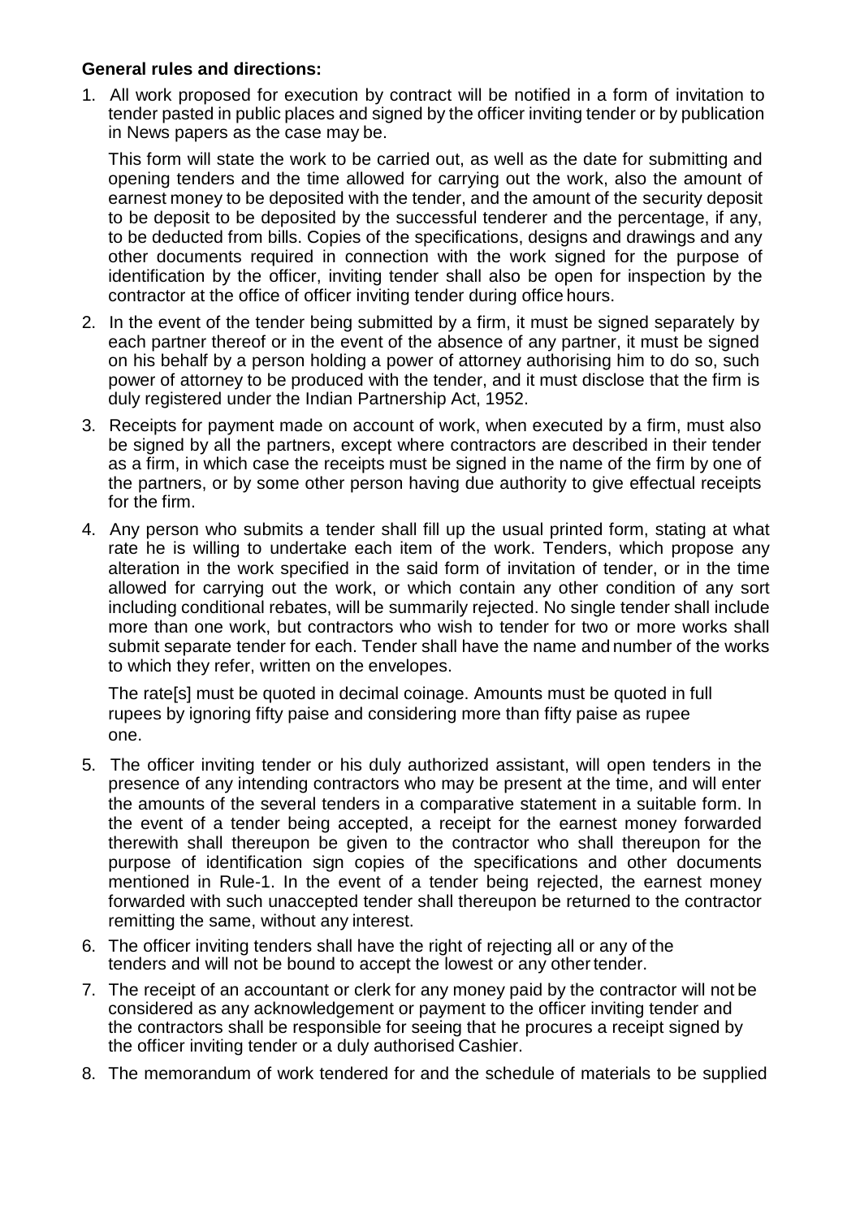**General rules and directions:**

1. All work proposed for execution by contract will be notified in a form of invitation to tender pasted in public places and signed by the officer inviting tender or by publication in News papers as the case may be.

   This form will state the work to be carried out, as well as the date for submitting and opening tenders and the time allowed for carrying out the work, also the amount of earnest money to be deposited with the tender, and the amount of the security deposit to be deposit to be deposited by the successful tenderer and the percentage, if any, to be deducted from bills. Copies of the specifications, designs and drawings and any other documents required in connection with the work signed for the purpose of identification by the officer, inviting tender shall also be open for inspection by the contractor at the office of officer inviting tender during office hours.

2. In the event of the tender being submitted by a firm, it must be signed separately by each partner thereof or in the event of the absence of any partner, it must be signed on his behalf by a person holding a power of attorney authorising him to do so, such power of attorney to be produced with the tender, and it must disclose that the firm is duly registered under the Indian Partnership Act, 1952.

3. Receipts for payment made on account of work, when executed by a firm, must also be signed by all the partners, except where contractors are described in their tender as a firm, in which case the receipts must be signed in the name of the firm by one of the partners, or by some other person having due authority to give effectual receipts for the firm.

4. Any person who submits a tender shall fill up the usual printed form, stating at what rate he is willing to undertake each item of the work. Tenders, which propose any alteration in the work specified in the said form of invitation of tender, or in the time allowed for carrying out the work, or which contain any other condition of any sort including conditional rebates, will be summarily rejected. No single tender shall include more than one work, but contractors who wish to tender for two or more works shall submit separate tender for each. Tender shall have the name and number of the works to which they refer, written on the envelopes.

   The rate[s] must be quoted in decimal coinage. Amounts must be quoted in full rupees by ignoring fifty paise and considering more than fifty paise as rupee one.

5. The officer inviting tender or his duly authorized assistant, will open tenders in the presence of any intending contractors who may be present at the time, and will enter the amounts of the several tenders in a comparative statement in a suitable form. In the event of a tender being accepted, a receipt for the earnest money forwarded therewith shall thereupon be given to the contractor who shall thereupon for the purpose of identification sign copies of the specifications and other documents mentioned in Rule-1. In the event of a tender being rejected, the earnest money forwarded with such unaccepted tender shall thereupon be returned to the contractor remitting the same, without any interest.

6. The officer inviting tenders shall have the right of rejecting all or any of the tenders and will not be bound to accept the lowest or any other tender.

7. The receipt of an accountant or clerk for any money paid by the contractor will not be considered as any acknowledgement or payment to the officer inviting tender and the contractors shall be responsible for seeing that he procures a receipt signed by the officer inviting tender or a duly authorised Cashier.

8. The memorandum of work tendered for and the schedule of materials to be supplied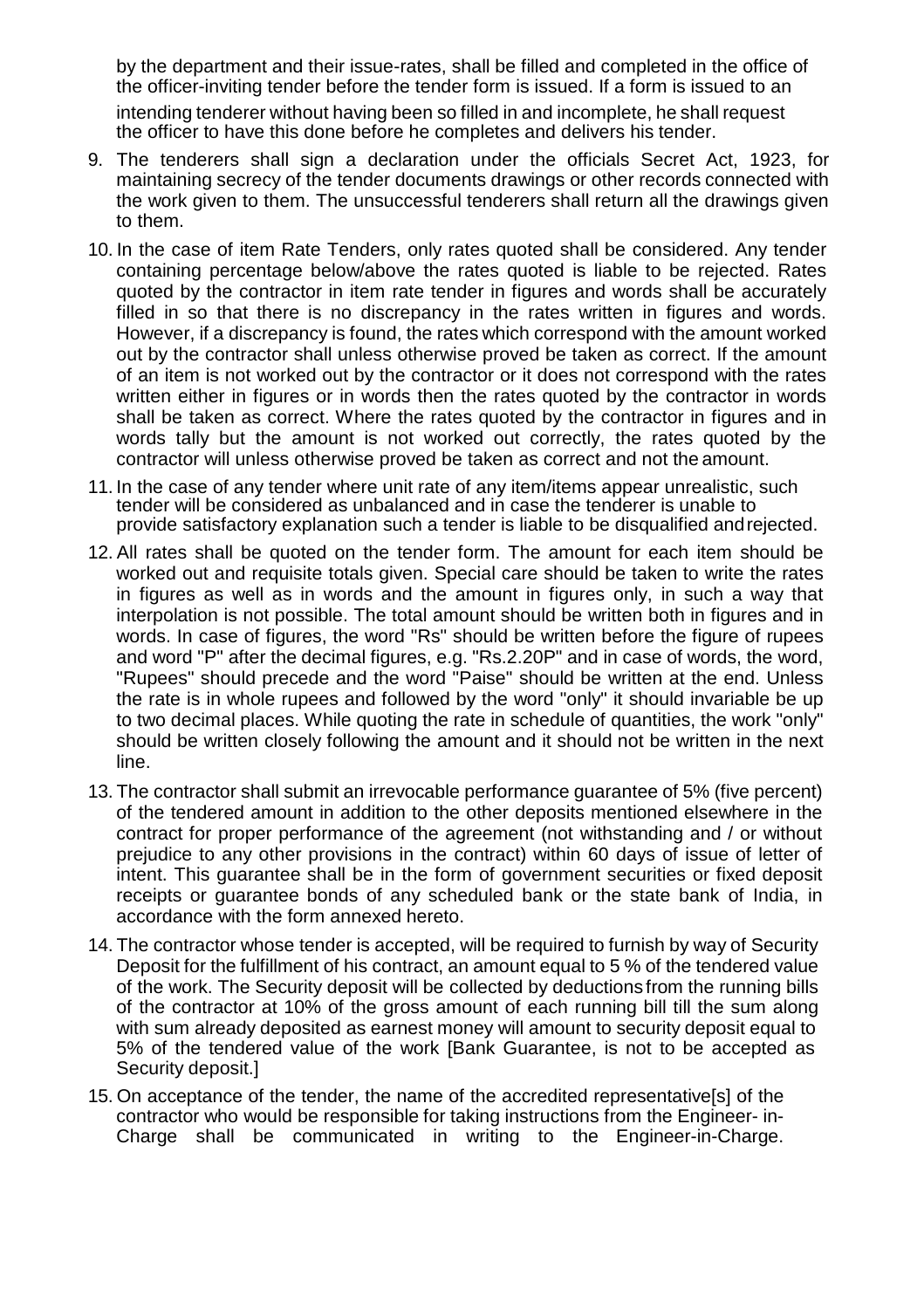by the department and their issue-rates, shall be filled and completed in the office of the officer-inviting tender before the tender form is issued. If a form is issued to an intending tenderer without having been so filled in and incomplete, he shall request the officer to have this done before he completes and delivers his tender.

9. The tenderers shall sign a declaration under the officials Secret Act, 1923, for maintaining secrecy of the tender documents drawings or other records connected with the work given to them. The unsuccessful tenderers shall return all the drawings given to them.
10. In the case of item Rate Tenders, only rates quoted shall be considered. Any tender containing percentage below/above the rates quoted is liable to be rejected. Rates quoted by the contractor in item rate tender in figures and words shall be accurately filled in so that there is no discrepancy in the rates written in figures and words. However, if a discrepancy is found, the rates which correspond with the amount worked out by the contractor shall unless otherwise proved be taken as correct. If the amount of an item is not worked out by the contractor or it does not correspond with the rates written either in figures or in words then the rates quoted by the contractor in words shall be taken as correct. Where the rates quoted by the contractor in figures and in words tally but the amount is not worked out correctly, the rates quoted by the contractor will unless otherwise proved be taken as correct and not the amount.
11. In the case of any tender where unit rate of any item/items appear unrealistic, such tender will be considered as unbalanced and in case the tenderer is unable to provide satisfactory explanation such a tender is liable to be disqualified and rejected.
12. All rates shall be quoted on the tender form. The amount for each item should be worked out and requisite totals given. Special care should be taken to write the rates in figures as well as in words and the amount in figures only, in such a way that interpolation is not possible. The total amount should be written both in figures and in words. In case of figures, the word "Rs" should be written before the figure of rupees and word "P" after the decimal figures, e.g. "Rs.2.20P" and in case of words, the word, "Rupees" should precede and the word "Paise" should be written at the end. Unless the rate is in whole rupees and followed by the word "only" it should invariable be up to two decimal places. While quoting the rate in schedule of quantities, the work "only" should be written closely following the amount and it should not be written in the next line.
13. The contractor shall submit an irrevocable performance guarantee of 5% (five percent) of the tendered amount in addition to the other deposits mentioned elsewhere in the contract for proper performance of the agreement (not withstanding and / or without prejudice to any other provisions in the contract) within 60 days of issue of letter of intent. This guarantee shall be in the form of government securities or fixed deposit receipts or guarantee bonds of any scheduled bank or the state bank of India, in accordance with the form annexed hereto.
14. The contractor whose tender is accepted, will be required to furnish by way of Security Deposit for the fulfillment of his contract, an amount equal to 5 % of the tendered value of the work. The Security deposit will be collected by deductions from the running bills of the contractor at 10% of the gross amount of each running bill till the sum along with sum already deposited as earnest money will amount to security deposit equal to 5% of the tendered value of the work [Bank Guarantee, is not to be accepted as Security deposit.]
15. On acceptance of the tender, the name of the accredited representative[s] of the contractor who would be responsible for taking instructions from the Engineer- in-Charge shall be communicated in writing to the Engineer-in-Charge.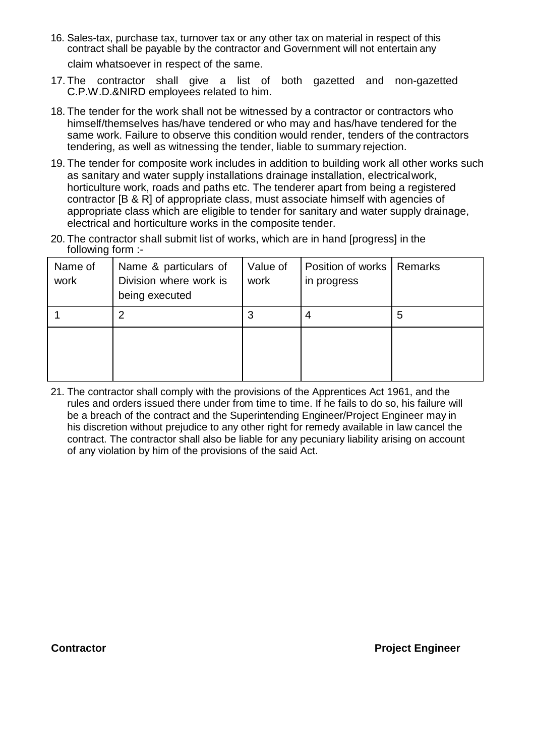16. Sales-tax, purchase tax, turnover tax or any other tax on material in respect of this contract shall be payable by the contractor and Government will not entertain any claim whatsoever in respect of the same.

17. The contractor shall give a list of both gazetted and non-gazetted C.P.W.D.&NIRD employees related to him.

18. The tender for the work shall not be witnessed by a contractor or contractors who himself/themselves has/have tendered or who may and has/have tendered for the same work. Failure to observe this condition would render, tenders of the contractors tendering, as well as witnessing the tender, liable to summary rejection.

19. The tender for composite work includes in addition to building work all other works such as sanitary and water supply installations drainage installation, electricalwork, horticulture work, roads and paths etc. The tenderer apart from being a registered contractor [B & R] of appropriate class, must associate himself with agencies of appropriate class which are eligible to tender for sanitary and water supply drainage, electrical and horticulture works in the composite tender.

20. The contractor shall submit list of works, which are in hand [progress] in the following form :-

| Name of work | Name & particulars of Division where work is being executed | Value of work | Position of works in progress | Remarks |
|---|---|---|---|---|
| 1 | 2 | 3 | 4 | 5 |
| | | | | |

21. The contractor shall comply with the provisions of the Apprentices Act 1961, and the rules and orders issued there under from time to time. If he fails to do so, his failure will be a breach of the contract and the Superintending Engineer/Project Engineer may in his discretion without prejudice to any other right for remedy available in law cancel the contract. The contractor shall also be liable for any pecuniary liability arising on account of any violation by him of the provisions of the said Act.

**Contractor** **Project Engineer**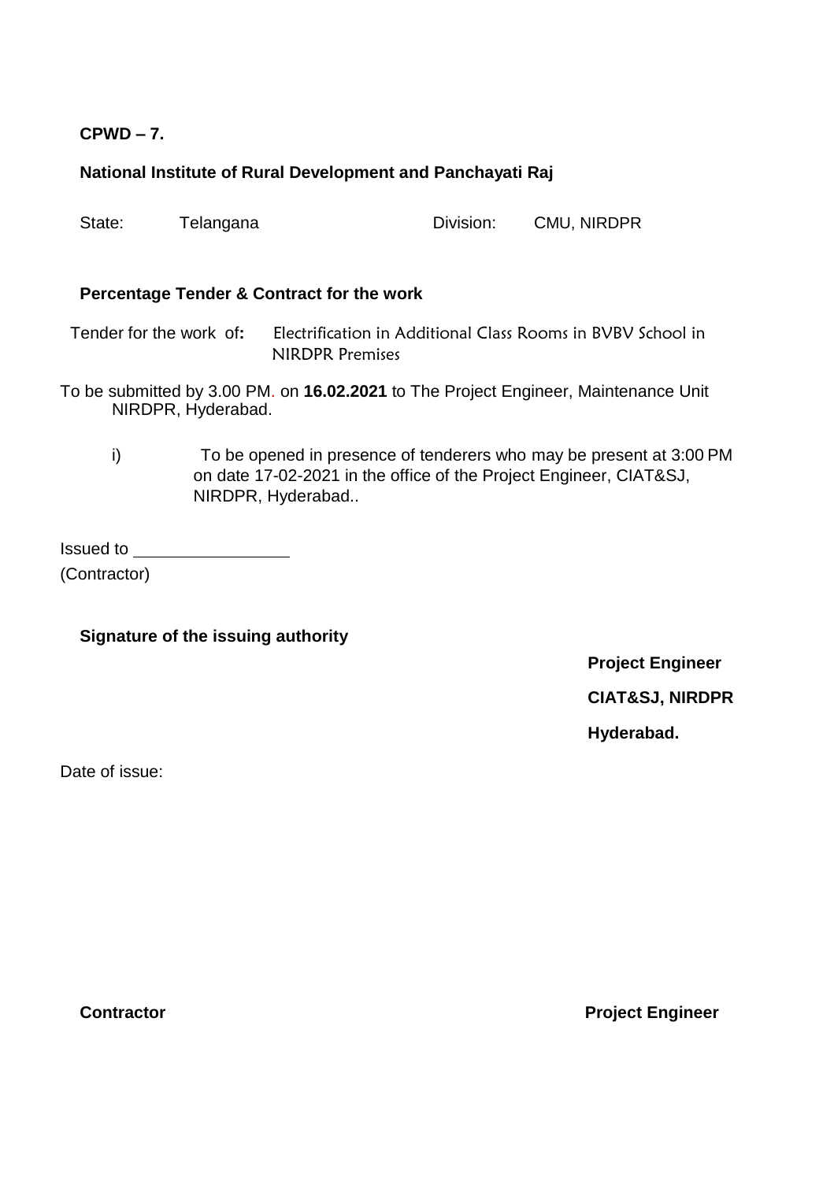**CPWD – 7.**

**National Institute of Rural Development and Panchayati Raj**

State: Telangana Division: CMU, NIRDPR

**Percentage Tender & Contract for the work**

Tender for the work of**:** Electrification in Additional Class Rooms in BVBV School in NIRDPR Premises

To be submitted by 3.00 PM. on **16.02.2021** to The Project Engineer, Maintenance Unit NIRDPR, Hyderabad.

i) To be opened in presence of tenderers who may be present at 3:00 PM on date 17-02-2021 in the office of the Project Engineer, CIAT&SJ, NIRDPR, Hyderabad..

Issued to ________________
(Contractor)

**Signature of the issuing authority**

**Project Engineer**

**CIAT&SJ, NIRDPR**

**Hyderabad.**

Date of issue:

**Contractor** **Project Engineer**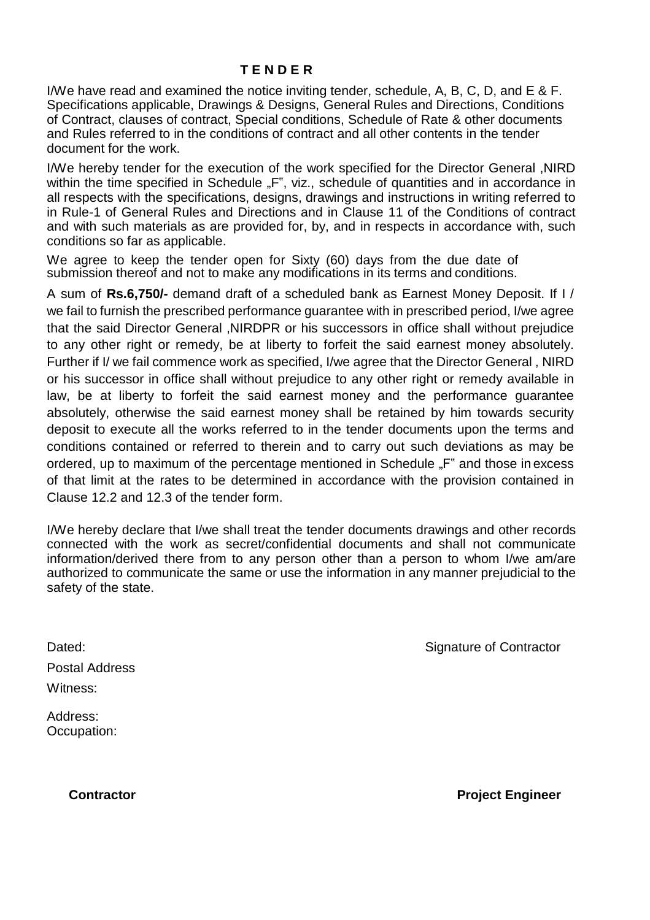# T E N D E R

I/We have read and examined the notice inviting tender, schedule, A, B, C, D, and E & F. Specifications applicable, Drawings & Designs, General Rules and Directions, Conditions of Contract, clauses of contract, Special conditions, Schedule of Rate & other documents and Rules referred to in the conditions of contract and all other contents in the tender document for the work.

I/We hereby tender for the execution of the work specified for the Director General ,NIRD within the time specified in Schedule „F", viz., schedule of quantities and in accordance in all respects with the specifications, designs, drawings and instructions in writing referred to in Rule-1 of General Rules and Directions and in Clause 11 of the Conditions of contract and with such materials as are provided for, by, and in respects in accordance with, such conditions so far as applicable.

We agree to keep the tender open for Sixty (60) days from the due date of submission thereof and not to make any modifications in its terms and conditions.

A sum of **Rs.6,750/-** demand draft of a scheduled bank as Earnest Money Deposit. If I / we fail to furnish the prescribed performance guarantee with in prescribed period, I/we agree that the said Director General ,NIRDPR or his successors in office shall without prejudice to any other right or remedy, be at liberty to forfeit the said earnest money absolutely. Further if I/ we fail commence work as specified, I/we agree that the Director General , NIRD or his successor in office shall without prejudice to any other right or remedy available in law, be at liberty to forfeit the said earnest money and the performance guarantee absolutely, otherwise the said earnest money shall be retained by him towards security deposit to execute all the works referred to in the tender documents upon the terms and conditions contained or referred to therein and to carry out such deviations as may be ordered, up to maximum of the percentage mentioned in Schedule „F" and those in excess of that limit at the rates to be determined in accordance with the provision contained in Clause 12.2 and 12.3 of the tender form.

I/We hereby declare that I/we shall treat the tender documents drawings and other records connected with the work as secret/confidential documents and shall not communicate information/derived there from to any person other than a person to whom I/we am/are authorized to communicate the same or use the information in any manner prejudicial to the safety of the state.

Dated: Signature of Contractor

Postal Address

Witness:

Address:
Occupation:

**Contractor** **Project Engineer**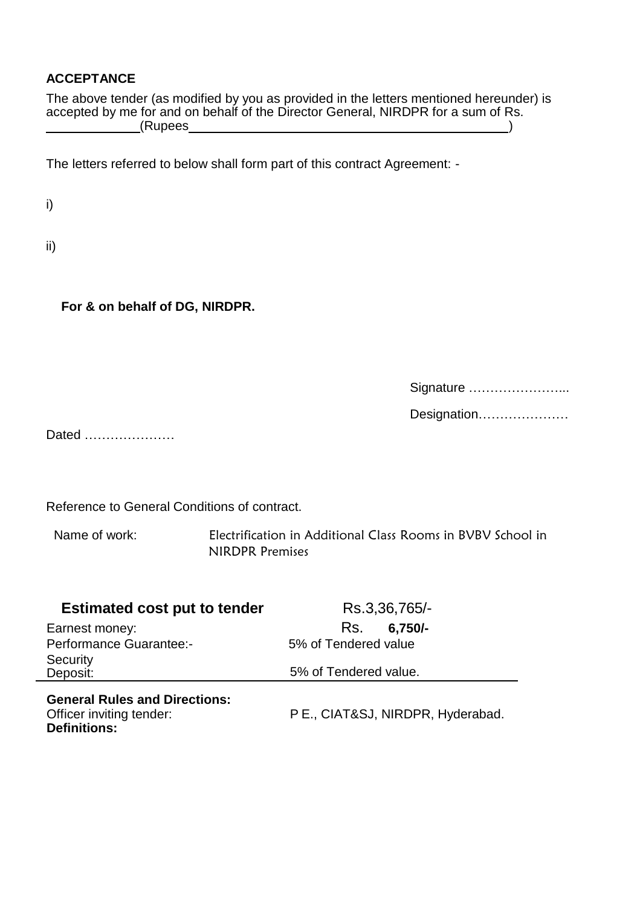### ACCEPTANCE

The above tender (as modified by you as provided in the letters mentioned hereunder) is accepted by me for and on behalf of the Director General, NIRDPR for a sum of Rs. \_\_\_\_\_\_\_\_\_\_\_\_(Rupees\_\_\_\_\_\_\_\_\_\_\_\_\_\_\_\_\_\_\_\_\_\_\_\_\_\_\_\_\_\_\_\_\_\_\_\_\_\_\_\_\_\_\_\_\_\_)

The letters referred to below shall form part of this contract Agreement: -

i)

ii)

**For & on behalf of DG, NIRDPR.**

Signature …………………...

Designation…………………

Dated …………………

Reference to General Conditions of contract.

Name of work: Electrification in Additional Class Rooms in BVBV School in NIRDPR Premises

| **Estimated cost put to tender** | Rs.3,36,765/- |
|---|---|
| Earnest money: | Rs. **6,750/-** |
| Performance Guarantee:- | 5% of Tendered value |
| Security Deposit: | 5% of Tendered value. |

**General Rules and Directions:**

Officer inviting tender: P E., CIAT&SJ, NIRDPR, Hyderabad.

**Definitions:**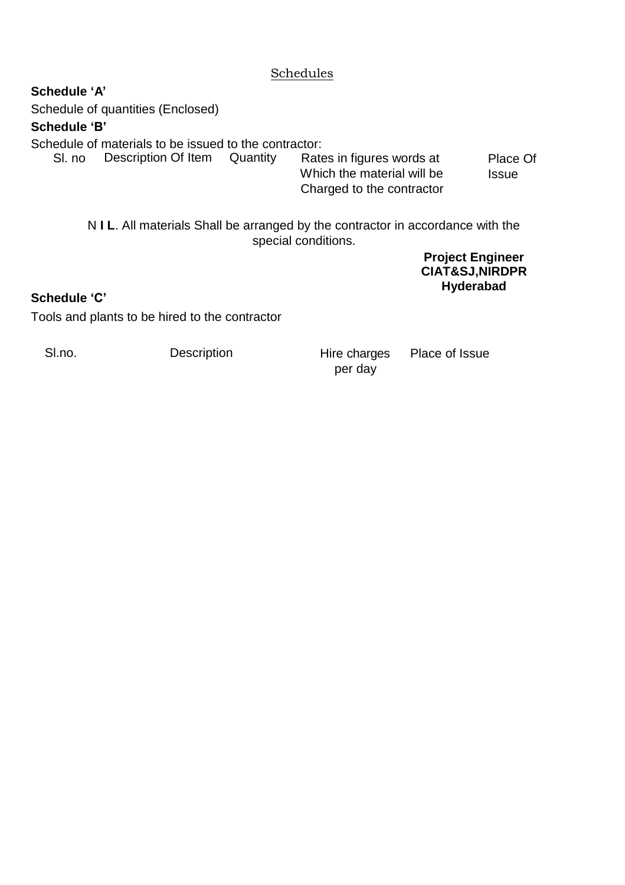<u>Schedules</u>

**Schedule 'A'**

Schedule of quantities (Enclosed)

**Schedule 'B'**

Schedule of materials to be issued to the contractor:

| Sl. no | Description Of Item | Quantity | Rates in figures words at Which the material will be Charged to the contractor | Place Of Issue |
|---|---|---|---|---|

N **I L**. All materials Shall be arranged by the contractor in accordance with the special conditions.

**Project Engineer**
**CIAT&SJ,NIRDPR**
**Hyderabad**

**Schedule 'C'**

Tools and plants to be hired to the contractor

| Sl.no. | Description | Hire charges per day | Place of Issue |
|---|---|---|---|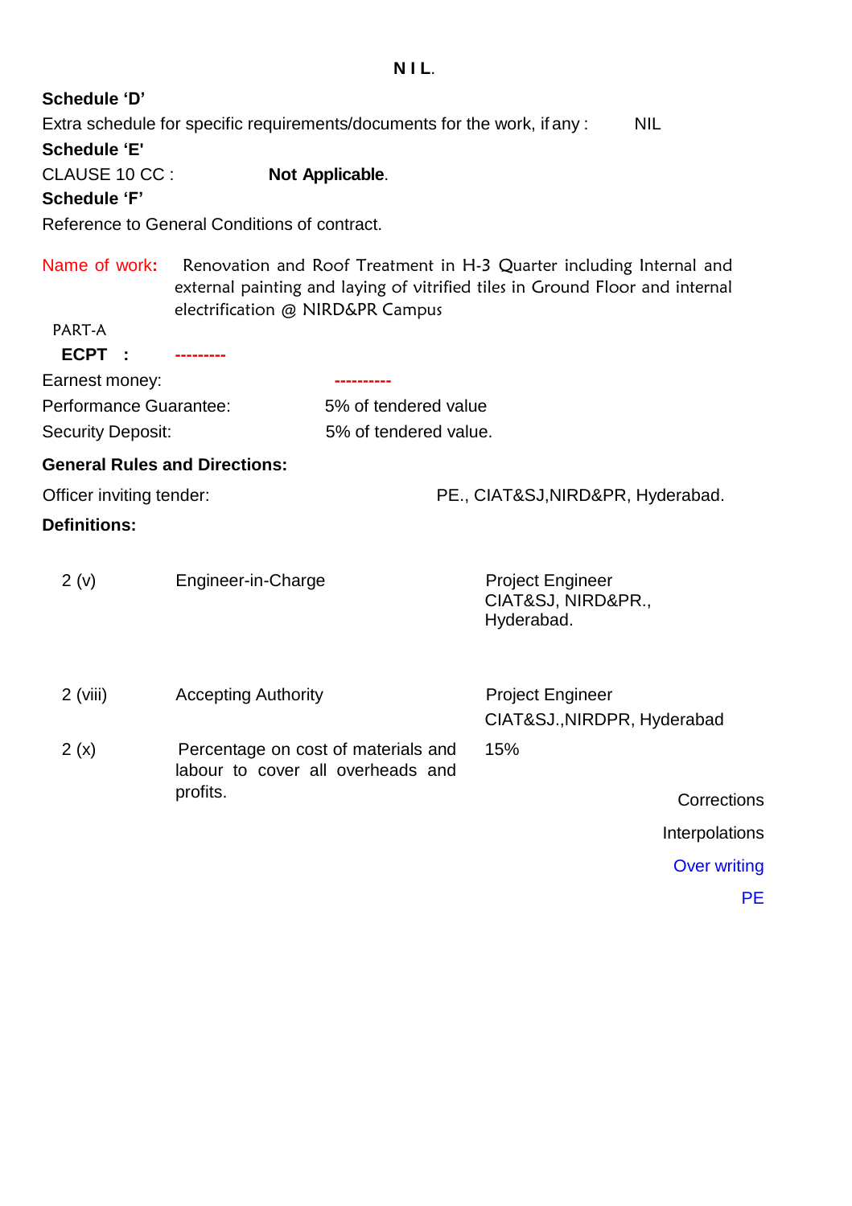NIL.

**Schedule 'D'**

Extra schedule for specific requirements/documents for the work, if any : NIL

**Schedule 'E'**

CLAUSE 10 CC : **Not Applicable**.

**Schedule 'F'**

Reference to General Conditions of contract.

Name of work: Renovation and Roof Treatment in H-3 Quarter including Internal and external painting and laying of vitrified tiles in Ground Floor and internal electrification @ NIRD&PR Campus

PART-A

**ECPT :** ---------

Earnest money: ----------

Performance Guarantee: 5% of tendered value

Security Deposit: 5% of tendered value.

**General Rules and Directions:**

Officer inviting tender: PE., CIAT&SJ,NIRD&PR, Hyderabad.

**Definitions:**

| | | |
|---|---|---|
| 2 (v) | Engineer-in-Charge | Project Engineer CIAT&SJ, NIRD&PR., Hyderabad. |
| 2 (viii) | Accepting Authority | Project Engineer CIAT&SJ.,NIRDPR, Hyderabad |
| 2 (x) | Percentage on cost of materials and labour to cover all overheads and profits. | 15% |

Corrections

Interpolations

Over writing

PE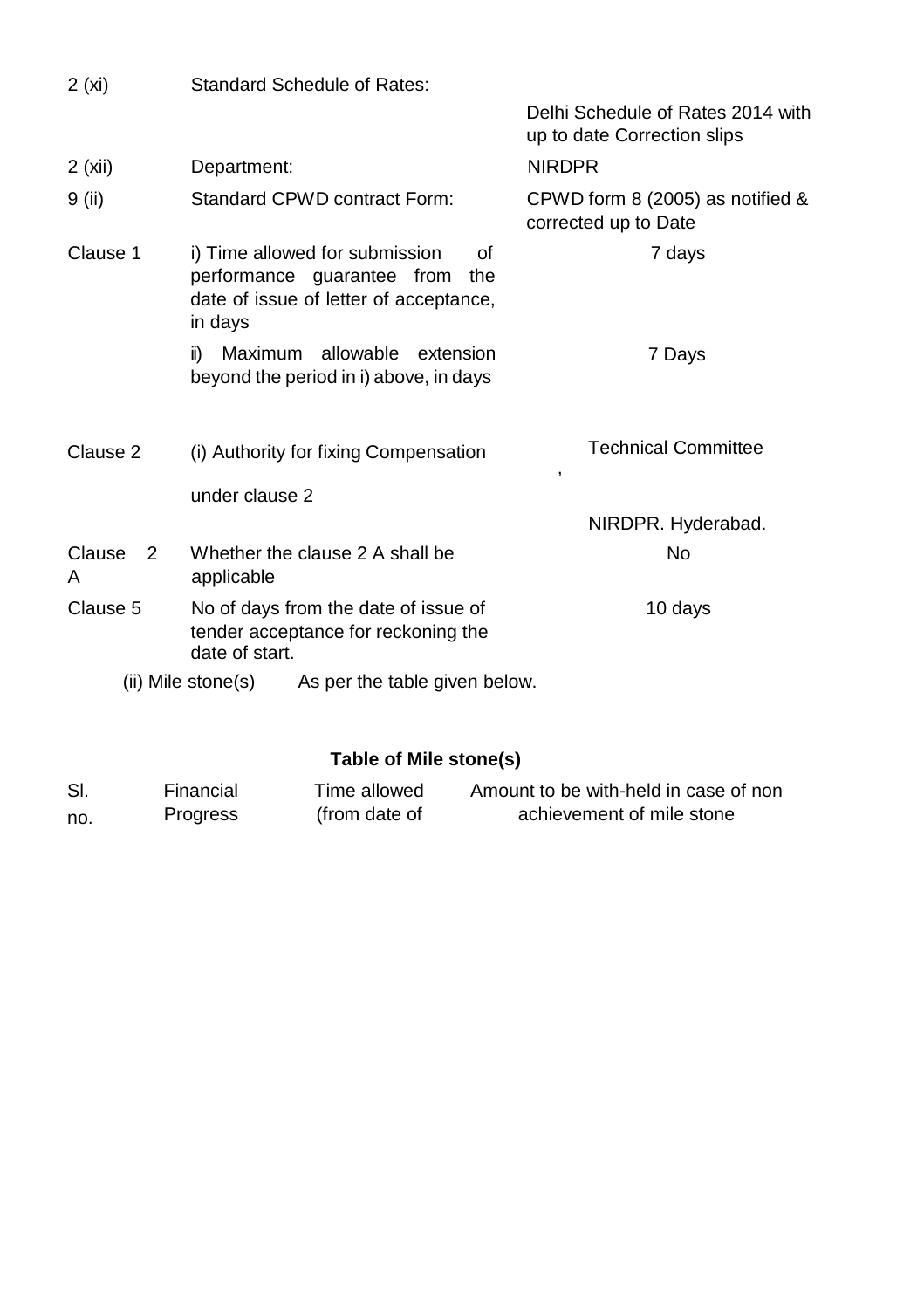| | | |
|---|---|---|
| 2 (xi) | Standard Schedule of Rates: | Delhi Schedule of Rates 2014 with up to date Correction slips |
| 2 (xii) | Department: | NIRDPR |
| 9 (ii) | Standard CPWD contract Form: | CPWD form 8 (2005) as notified & corrected up to Date |
| Clause 1 | i) Time allowed for submission of performance guarantee from the date of issue of letter of acceptance, in days | 7 days |
| | ii) Maximum allowable extension beyond the period in i) above, in days | 7 Days |
| Clause 2 | (i) Authority for fixing Compensation under clause 2 | , Technical Committee NIRDPR. Hyderabad. |
| Clause 2 A | Whether the clause 2 A shall be applicable | No |
| Clause 5 | No of days from the date of issue of tender acceptance for reckoning the date of start. | 10 days |

(ii) Mile stone(s) As per the table given below.

**Table of Mile stone(s)**

| Sl. no. | Financial Progress | Time allowed (from date of | Amount to be with-held in case of non achievement of mile stone |
|---|---|---|---|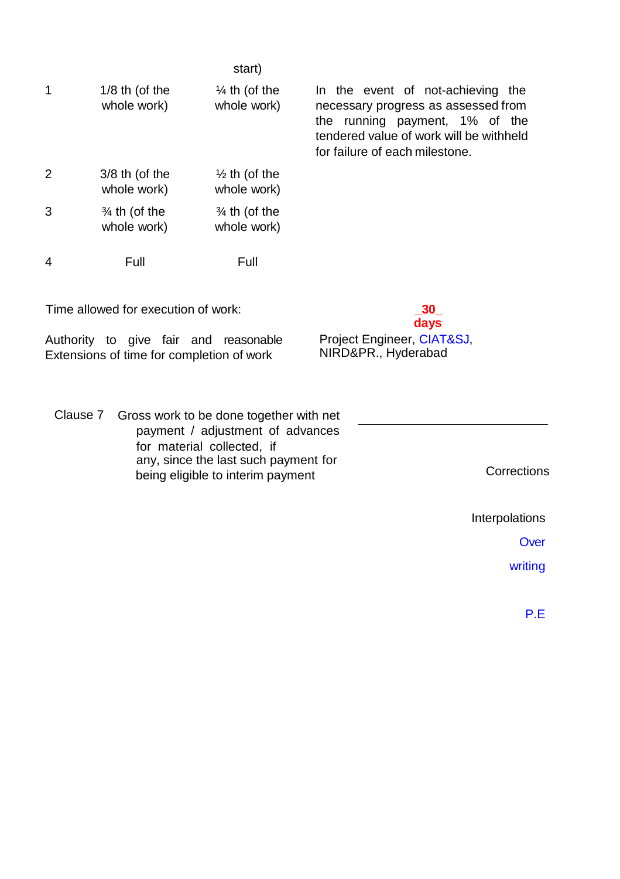| | | start) | |
|---|---|---|---|
| 1 | 1/8 th (of the whole work) | ¼ th (of the whole work) | In the event of not-achieving the necessary progress as assessed from the running payment, 1% of the tendered value of work will be withheld for failure of each milestone. |
| 2 | 3/8 th (of the whole work) | ½ th (of the whole work) | |
| 3 | ¾ th (of the whole work) | ¾ th (of the whole work) | |
| 4 | Full | Full | |

Time allowed for execution of work: **_30_ days**

Authority to give fair and reasonable Extensions of time for completion of work: Project Engineer, CIAT&SJ, NIRD&PR., Hyderabad

Clause 7 Gross work to be done together with net payment / adjustment of advances for material collected, if any, since the last such payment for being eligible to interim payment ______________________

Corrections

Interpolations

Over

writing

P.E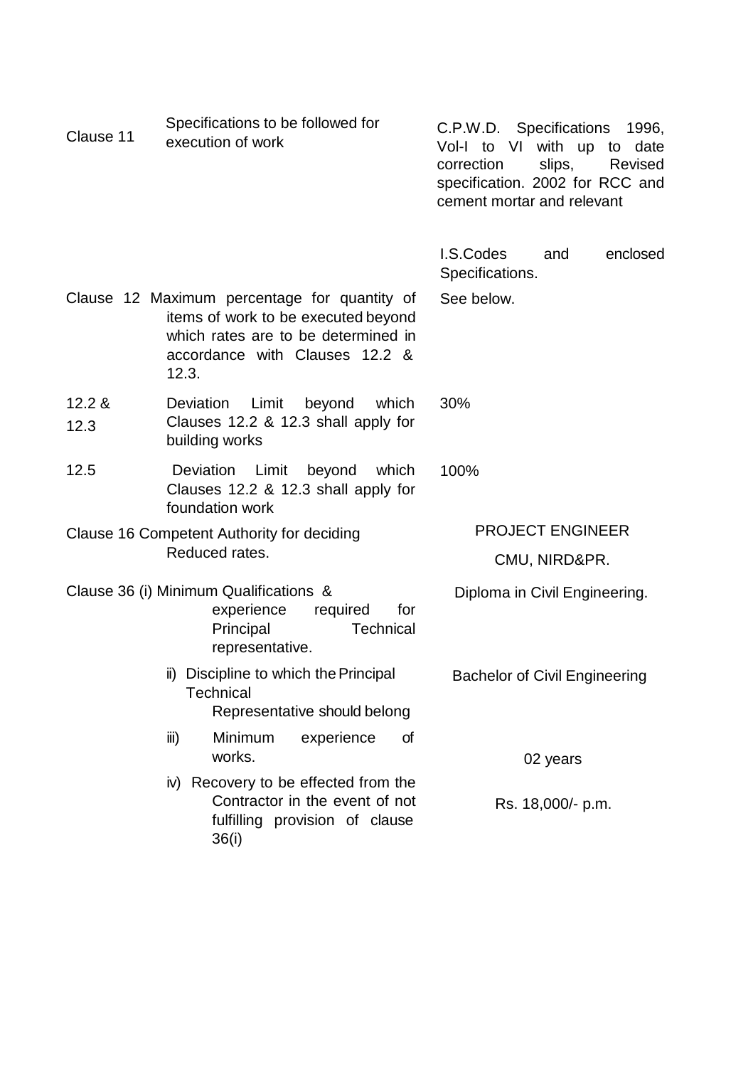| | | |
|---|---|---|
| Clause 11 | Specifications to be followed for execution of work | C.P.W.D. Specifications 1996, Vol-I to VI with up to date correction slips, Revised specification. 2002 for RCC and cement mortar and relevant I.S.Codes and enclosed Specifications. |
| Clause 12 | Maximum percentage for quantity of items of work to be executed beyond which rates are to be determined in accordance with Clauses 12.2 & 12.3. | See below. |
| 12.2 & 12.3 | Deviation Limit beyond which Clauses 12.2 & 12.3 shall apply for building works | 30% |
| 12.5 | Deviation Limit beyond which Clauses 12.2 & 12.3 shall apply for foundation work | 100% |
| Clause 16 | Competent Authority for deciding Reduced rates. | PROJECT ENGINEER CMU, NIRD&PR. |
| Clause 36 | (i) Minimum Qualifications & experience required for Principal Technical representative. | Diploma in Civil Engineering. |
| | ii) Discipline to which the Principal Technical Representative should belong | Bachelor of Civil Engineering |
| | iii) Minimum experience of works. | 02 years |
| | iv) Recovery to be effected from the Contractor in the event of not fulfilling provision of clause 36(i) | Rs. 18,000/- p.m. |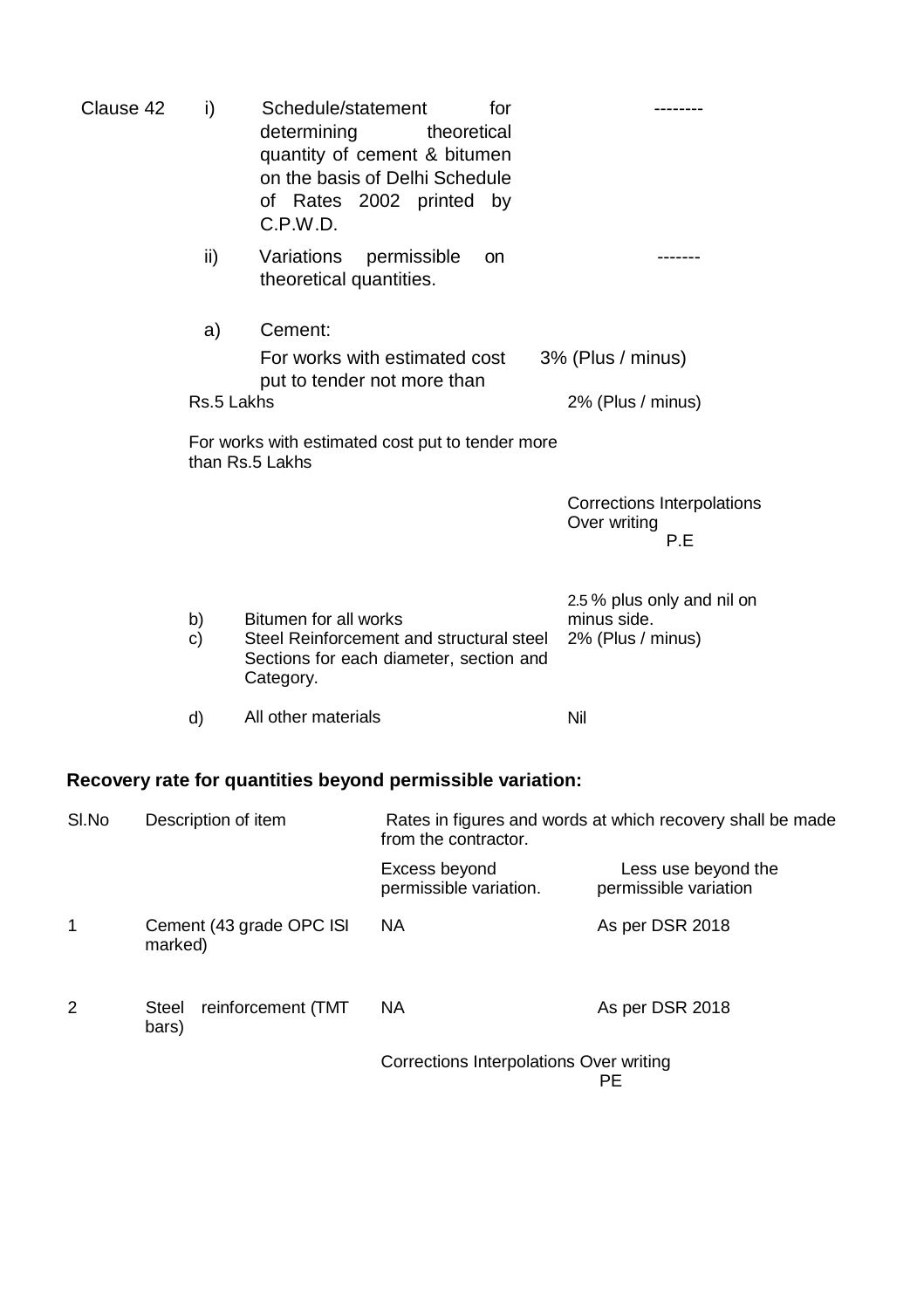| Clause 42 | i) | Schedule/statement for determining theoretical quantity of cement & bitumen on the basis of Delhi Schedule of Rates 2002 printed by C.P.W.D. | -------- |
|---|---|---|---|
| | ii) | Variations permissible on theoretical quantities. | ------- |
| | a) | Cement: | |
| | | For works with estimated cost put to tender not more than Rs.5 Lakhs | 3% (Plus / minus) |
| | | For works with estimated cost put to tender more than Rs.5 Lakhs | 2% (Plus / minus) |

Corrections Interpolations Over writing
P.E

| | | |
|---|---|---|
| b) | Bitumen for all works | 2.5 % plus only and nil on minus side. |
| c) | Steel Reinforcement and structural steel Sections for each diameter, section and Category. | 2% (Plus / minus) |
| d) | All other materials | Nil |

**Recovery rate for quantities beyond permissible variation:**

| Sl.No | Description of item | Rates in figures and words at which recovery shall be made from the contractor. | |
|---|---|---|---|
| | | Excess beyond permissible variation. | Less use beyond the permissible variation |
| 1 | Cement (43 grade OPC ISI marked) | NA | As per DSR 2018 |
| 2 | Steel reinforcement (TMT bars) | NA | As per DSR 2018 |

Corrections Interpolations Over writing
PE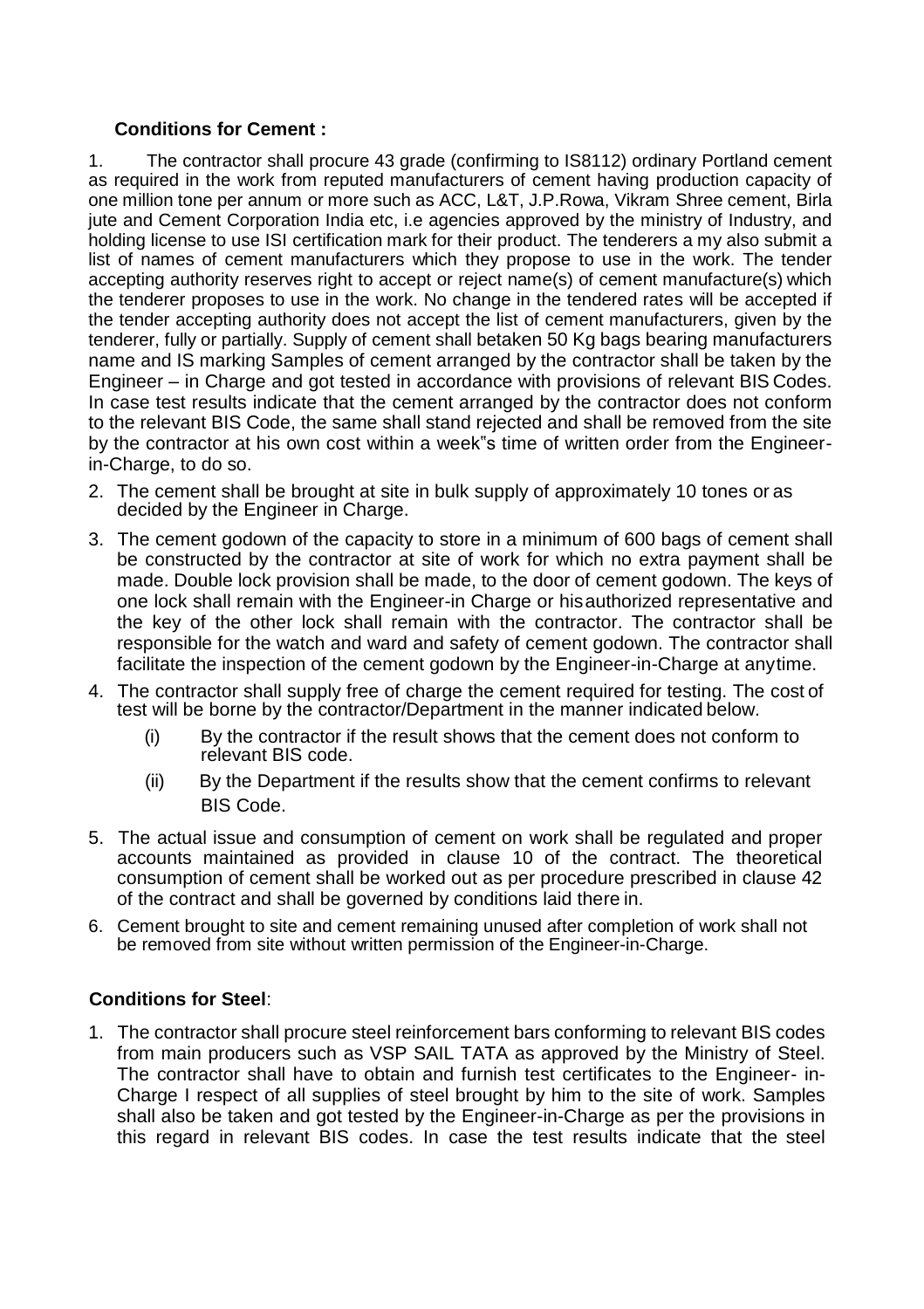**Conditions for Cement :**

1. The contractor shall procure 43 grade (confirming to IS8112) ordinary Portland cement as required in the work from reputed manufacturers of cement having production capacity of one million tone per annum or more such as ACC, L&T, J.P.Rowa, Vikram Shree cement, Birla jute and Cement Corporation India etc, i.e agencies approved by the ministry of Industry, and holding license to use ISI certification mark for their product. The tenderers a my also submit a list of names of cement manufacturers which they propose to use in the work. The tender accepting authority reserves right to accept or reject name(s) of cement manufacture(s) which the tenderer proposes to use in the work. No change in the tendered rates will be accepted if the tender accepting authority does not accept the list of cement manufacturers, given by the tenderer, fully or partially. Supply of cement shall betaken 50 Kg bags bearing manufacturers name and IS marking Samples of cement arranged by the contractor shall be taken by the Engineer – in Charge and got tested in accordance with provisions of relevant BIS Codes. In case test results indicate that the cement arranged by the contractor does not conform to the relevant BIS Code, the same shall stand rejected and shall be removed from the site by the contractor at his own cost within a week"s time of written order from the Engineer-in-Charge, to do so.
2. The cement shall be brought at site in bulk supply of approximately 10 tones or as decided by the Engineer in Charge.
3. The cement godown of the capacity to store in a minimum of 600 bags of cement shall be constructed by the contractor at site of work for which no extra payment shall be made. Double lock provision shall be made, to the door of cement godown. The keys of one lock shall remain with the Engineer-in Charge or hisauthorized representative and the key of the other lock shall remain with the contractor. The contractor shall be responsible for the watch and ward and safety of cement godown. The contractor shall facilitate the inspection of the cement godown by the Engineer-in-Charge at anytime.
4. The contractor shall supply free of charge the cement required for testing. The cost of test will be borne by the contractor/Department in the manner indicated below.
   - (i) By the contractor if the result shows that the cement does not conform to relevant BIS code.
   - (ii) By the Department if the results show that the cement confirms to relevant BIS Code.
5. The actual issue and consumption of cement on work shall be regulated and proper accounts maintained as provided in clause 10 of the contract. The theoretical consumption of cement shall be worked out as per procedure prescribed in clause 42 of the contract and shall be governed by conditions laid there in.
6. Cement brought to site and cement remaining unused after completion of work shall not be removed from site without written permission of the Engineer-in-Charge.

**Conditions for Steel**:

1. The contractor shall procure steel reinforcement bars conforming to relevant BIS codes from main producers such as VSP SAIL TATA as approved by the Ministry of Steel. The contractor shall have to obtain and furnish test certificates to the Engineer- in-Charge I respect of all supplies of steel brought by him to the site of work. Samples shall also be taken and got tested by the Engineer-in-Charge as per the provisions in this regard in relevant BIS codes. In case the test results indicate that the steel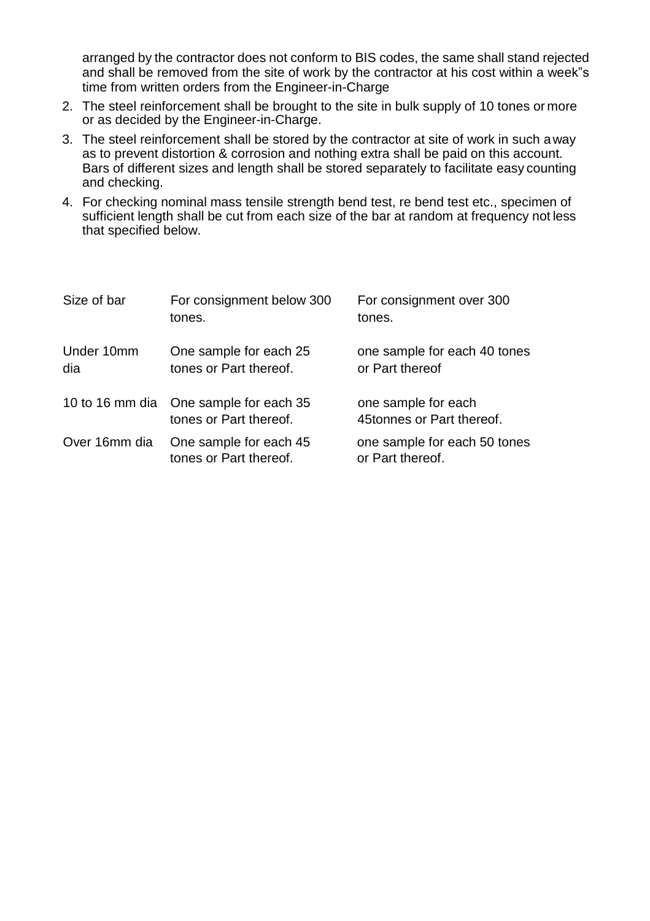arranged by the contractor does not conform to BIS codes, the same shall stand rejected and shall be removed from the site of work by the contractor at his cost within a week‟s time from written orders from the Engineer-in-Charge

2. The steel reinforcement shall be brought to the site in bulk supply of 10 tones or more or as decided by the Engineer-in-Charge.
3. The steel reinforcement shall be stored by the contractor at site of work in such a way as to prevent distortion & corrosion and nothing extra shall be paid on this account. Bars of different sizes and length shall be stored separately to facilitate easy counting and checking.
4. For checking nominal mass tensile strength bend test, re bend test etc., specimen of sufficient length shall be cut from each size of the bar at random at frequency not less that specified below.

| Size of bar | For consignment below 300 tones. | For consignment over 300 tones. |
|---|---|---|
| Under 10mm dia | One sample for each 25 tones or Part thereof. | one sample for each 40 tones or Part thereof |
| 10 to 16 mm dia | One sample for each 35 tones or Part thereof. | one sample for each 45tonnes or Part thereof. |
| Over 16mm dia | One sample for each 45 tones or Part thereof. | one sample for each 50 tones or Part thereof. |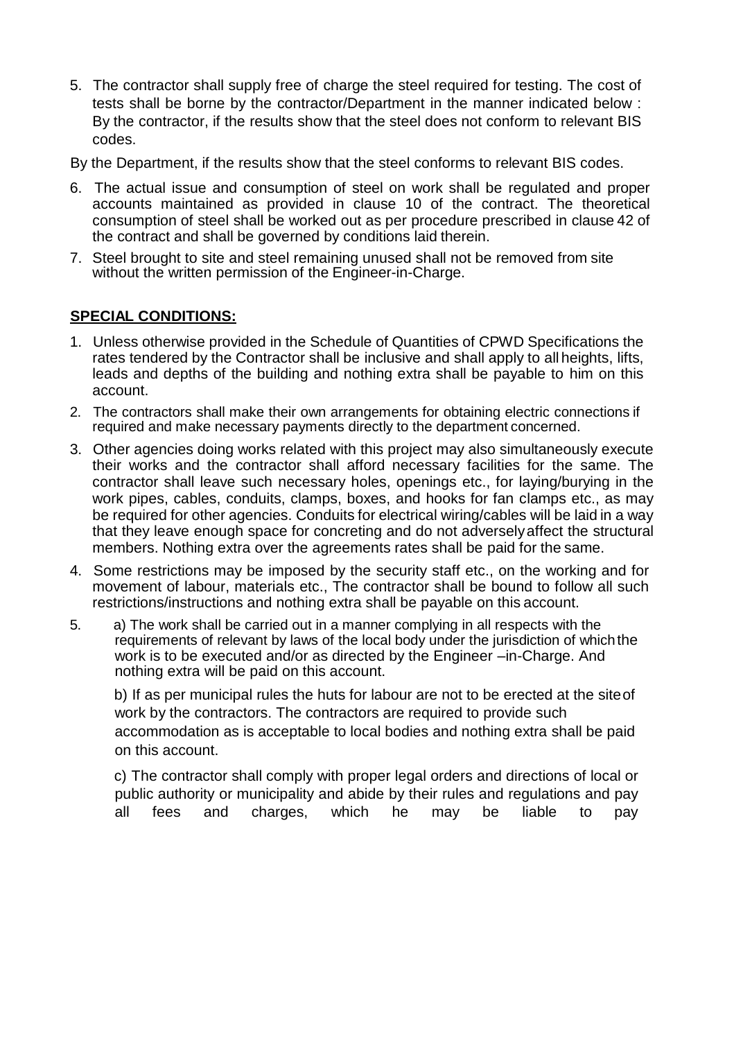5. The contractor shall supply free of charge the steel required for testing. The cost of tests shall be borne by the contractor/Department in the manner indicated below : By the contractor, if the results show that the steel does not conform to relevant BIS codes.

By the Department, if the results show that the steel conforms to relevant BIS codes.

6. The actual issue and consumption of steel on work shall be regulated and proper accounts maintained as provided in clause 10 of the contract. The theoretical consumption of steel shall be worked out as per procedure prescribed in clause 42 of the contract and shall be governed by conditions laid therein.
7. Steel brought to site and steel remaining unused shall not be removed from site without the written permission of the Engineer-in-Charge.

**SPECIAL CONDITIONS:**

1. Unless otherwise provided in the Schedule of Quantities of CPWD Specifications the rates tendered by the Contractor shall be inclusive and shall apply to all heights, lifts, leads and depths of the building and nothing extra shall be payable to him on this account.
2. The contractors shall make their own arrangements for obtaining electric connections if required and make necessary payments directly to the department concerned.
3. Other agencies doing works related with this project may also simultaneously execute their works and the contractor shall afford necessary facilities for the same. The contractor shall leave such necessary holes, openings etc., for laying/burying in the work pipes, cables, conduits, clamps, boxes, and hooks for fan clamps etc., as may be required for other agencies. Conduits for electrical wiring/cables will be laid in a way that they leave enough space for concreting and do not adversely affect the structural members. Nothing extra over the agreements rates shall be paid for the same.
4. Some restrictions may be imposed by the security staff etc., on the working and for movement of labour, materials etc., The contractor shall be bound to follow all such restrictions/instructions and nothing extra shall be payable on this account.
5. a) The work shall be carried out in a manner complying in all respects with the requirements of relevant by laws of the local body under the jurisdiction of which the work is to be executed and/or as directed by the Engineer –in-Charge. And nothing extra will be paid on this account.

   b) If as per municipal rules the huts for labour are not to be erected at the site of work by the contractors. The contractors are required to provide such accommodation as is acceptable to local bodies and nothing extra shall be paid on this account.

   c) The contractor shall comply with proper legal orders and directions of local or public authority or municipality and abide by their rules and regulations and pay all fees and charges, which he may be liable to pay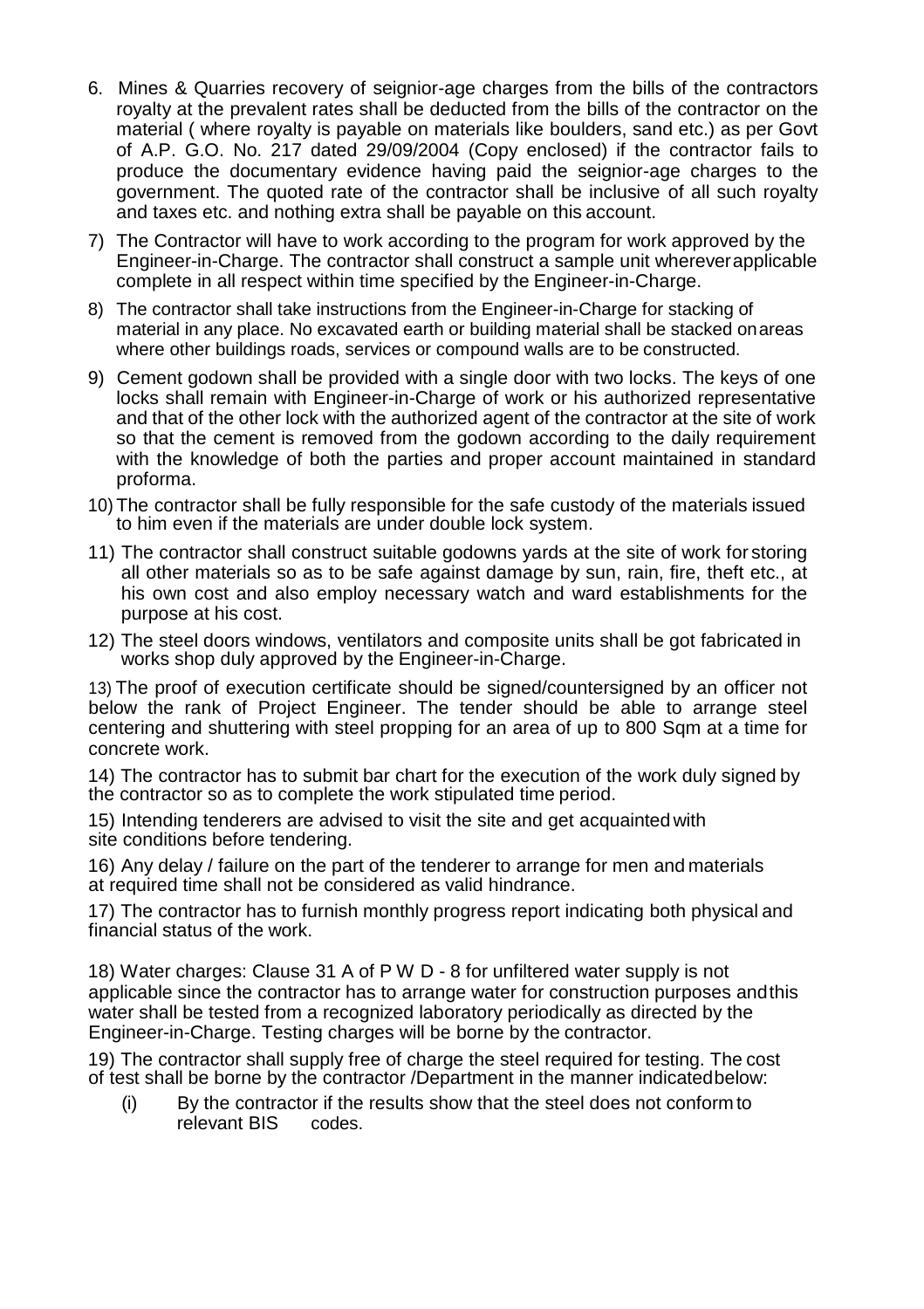6. Mines & Quarries recovery of seignior-age charges from the bills of the contractors royalty at the prevalent rates shall be deducted from the bills of the contractor on the material ( where royalty is payable on materials like boulders, sand etc.) as per Govt of A.P. G.O. No. 217 dated 29/09/2004 (Copy enclosed) if the contractor fails to produce the documentary evidence having paid the seignior-age charges to the government. The quoted rate of the contractor shall be inclusive of all such royalty and taxes etc. and nothing extra shall be payable on this account.

7) The Contractor will have to work according to the program for work approved by the Engineer-in-Charge. The contractor shall construct a sample unit whereverapplicable complete in all respect within time specified by the Engineer-in-Charge.

8) The contractor shall take instructions from the Engineer-in-Charge for stacking of material in any place. No excavated earth or building material shall be stacked onareas where other buildings roads, services or compound walls are to be constructed.

9) Cement godown shall be provided with a single door with two locks. The keys of one locks shall remain with Engineer-in-Charge of work or his authorized representative and that of the other lock with the authorized agent of the contractor at the site of work so that the cement is removed from the godown according to the daily requirement with the knowledge of both the parties and proper account maintained in standard proforma.

10) The contractor shall be fully responsible for the safe custody of the materials issued to him even if the materials are under double lock system.

11) The contractor shall construct suitable godowns yards at the site of work forstoring all other materials so as to be safe against damage by sun, rain, fire, theft etc., at his own cost and also employ necessary watch and ward establishments for the purpose at his cost.

12) The steel doors windows, ventilators and composite units shall be got fabricated in works shop duly approved by the Engineer-in-Charge.

13) The proof of execution certificate should be signed/countersigned by an officer not below the rank of Project Engineer. The tender should be able to arrange steel centering and shuttering with steel propping for an area of up to 800 Sqm at a time for concrete work.

14) The contractor has to submit bar chart for the execution of the work duly signed by the contractor so as to complete the work stipulated time period.

15) Intending tenderers are advised to visit the site and get acquaintedwith site conditions before tendering.

16) Any delay / failure on the part of the tenderer to arrange for men and materials at required time shall not be considered as valid hindrance.

17) The contractor has to furnish monthly progress report indicating both physical and financial status of the work.

18) Water charges: Clause 31 A of P W D - 8 for unfiltered water supply is not applicable since the contractor has to arrange water for construction purposes andthis water shall be tested from a recognized laboratory periodically as directed by the Engineer-in-Charge. Testing charges will be borne by the contractor.

19) The contractor shall supply free of charge the steel required for testing. The cost of test shall be borne by the contractor /Department in the manner indicatedbelow:

(i) By the contractor if the results show that the steel does not conformto relevant BIS codes.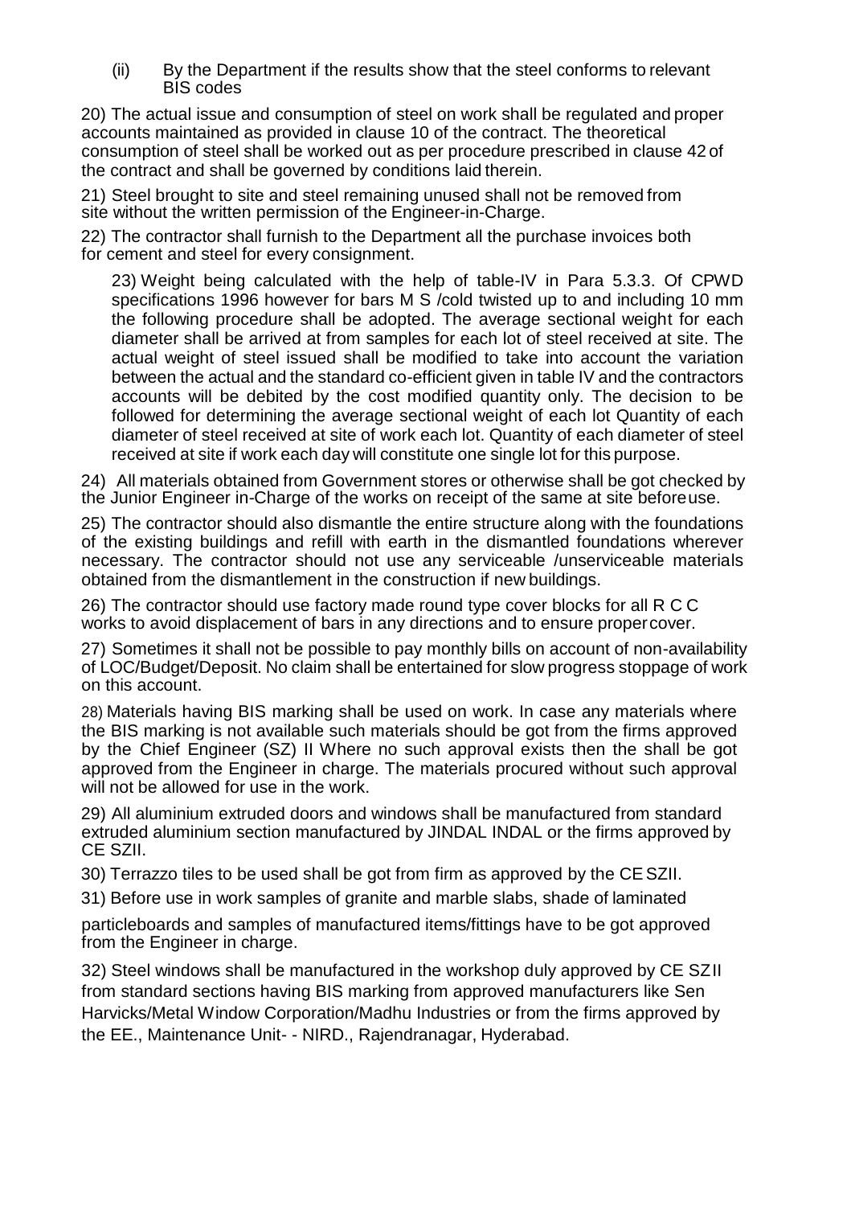(ii) By the Department if the results show that the steel conforms to relevant BIS codes

20) The actual issue and consumption of steel on work shall be regulated and proper accounts maintained as provided in clause 10 of the contract. The theoretical consumption of steel shall be worked out as per procedure prescribed in clause 42 of the contract and shall be governed by conditions laid therein.

21) Steel brought to site and steel remaining unused shall not be removed from site without the written permission of the Engineer-in-Charge.

22) The contractor shall furnish to the Department all the purchase invoices both for cement and steel for every consignment.

23) Weight being calculated with the help of table-IV in Para 5.3.3. Of CPWD specifications 1996 however for bars M S /cold twisted up to and including 10 mm the following procedure shall be adopted. The average sectional weight for each diameter shall be arrived at from samples for each lot of steel received at site. The actual weight of steel issued shall be modified to take into account the variation between the actual and the standard co-efficient given in table IV and the contractors accounts will be debited by the cost modified quantity only. The decision to be followed for determining the average sectional weight of each lot Quantity of each diameter of steel received at site of work each lot. Quantity of each diameter of steel received at site if work each day will constitute one single lot for this purpose.

24) All materials obtained from Government stores or otherwise shall be got checked by the Junior Engineer in-Charge of the works on receipt of the same at site beforeuse.

25) The contractor should also dismantle the entire structure along with the foundations of the existing buildings and refill with earth in the dismantled foundations wherever necessary. The contractor should not use any serviceable /unserviceable materials obtained from the dismantlement in the construction if new buildings.

26) The contractor should use factory made round type cover blocks for all R C C works to avoid displacement of bars in any directions and to ensure propercover.

27) Sometimes it shall not be possible to pay monthly bills on account of non-availability of LOC/Budget/Deposit. No claim shall be entertained for slow progress stoppage of work on this account.

28) Materials having BIS marking shall be used on work. In case any materials where the BIS marking is not available such materials should be got from the firms approved by the Chief Engineer (SZ) II Where no such approval exists then the shall be got approved from the Engineer in charge. The materials procured without such approval will not be allowed for use in the work.

29) All aluminium extruded doors and windows shall be manufactured from standard extruded aluminium section manufactured by JINDAL INDAL or the firms approved by CE SZII.

30) Terrazzo tiles to be used shall be got from firm as approved by the CE SZII.

31) Before use in work samples of granite and marble slabs, shade of laminated particleboards and samples of manufactured items/fittings have to be got approved from the Engineer in charge.

32) Steel windows shall be manufactured in the workshop duly approved by CE SZII from standard sections having BIS marking from approved manufacturers like Sen Harvicks/Metal Window Corporation/Madhu Industries or from the firms approved by the EE., Maintenance Unit- - NIRD., Rajendranagar, Hyderabad.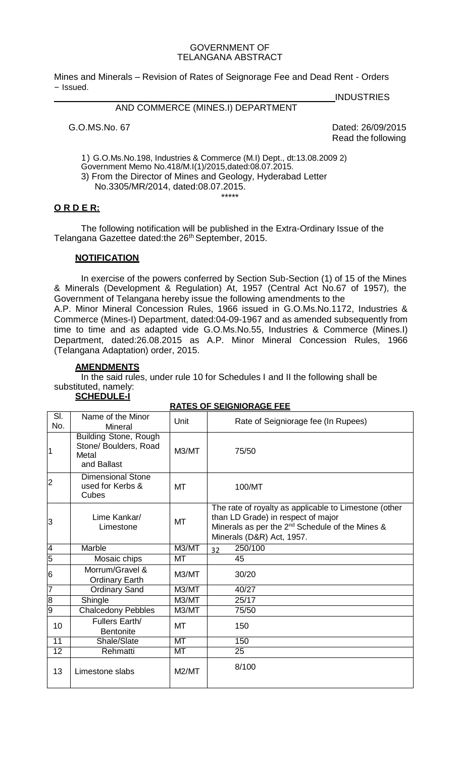GOVERNMENT OF
TELANGANA ABSTRACT

Mines and Minerals – Revision of Rates of Seignorage Fee and Dead Rent - Orders – Issued.

INDUSTRIES AND COMMERCE (MINES.I) DEPARTMENT

G.O.MS.No. 67 Dated: 26/09/2015

Read the following

1) G.O.Ms.No.198, Industries & Commerce (M.I) Dept., dt:13.08.2009 2) Government Memo No.418/M.I(1)/2015,dated:08.07.2015.
3) From the Director of Mines and Geology, Hyderabad Letter No.3305/MR/2014, dated:08.07.2015.

\*\*\*\*\*

**O R D E R:**

The following notification will be published in the Extra-Ordinary Issue of the Telangana Gazettee dated:the 26th September, 2015.

**NOTIFICATION**

In exercise of the powers conferred by Section Sub-Section (1) of 15 of the Mines & Minerals (Development & Regulation) At, 1957 (Central Act No.67 of 1957), the Government of Telangana hereby issue the following amendments to the A.P. Minor Mineral Concession Rules, 1966 issued in G.O.Ms.No.1172, Industries & Commerce (Mines-I) Department, dated:04-09-1967 and as amended subsequently from time to time and as adapted vide G.O.Ms.No.55, Industries & Commerce (Mines.I) Department, dated:26.08.2015 as A.P. Minor Mineral Concession Rules, 1966 (Telangana Adaptation) order, 2015.

**AMENDMENTS**

In the said rules, under rule 10 for Schedules I and II the following shall be substituted, namely:

**SCHEDULE-I**

**RATES OF SEIGNIORAGE FEE**

| Sl. No. | Name of the Minor Mineral | Unit | Rate of Seigniorage fee (In Rupees) |
|---|---|---|---|
| 1 | Building Stone, Rough Stone/ Boulders, Road Metal and Ballast | M3/MT | 75/50 |
| 2 | Dimensional Stone used for Kerbs & Cubes | MT | 100/MT |
| 3 | Lime Kankar/ Limestone | MT | The rate of royalty as applicable to Limestone (other than LD Grade) in respect of major Minerals as per the 2nd Schedule of the Mines & Minerals (D&R) Act, 1957. |
| 4 | Marble | M3/MT | 250/100 |
| 5 | Mosaic chips | MT | 45 |
| 6 | Morrum/Gravel & Ordinary Earth | M3/MT | 30/20 |
| 7 | Ordinary Sand | M3/MT | 40/27 |
| 8 | Shingle | M3/MT | 25/17 |
| 9 | Chalcedony Pebbles | M3/MT | 75/50 |
| 10 | Fullers Earth/ Bentonite | MT | 150 |
| 11 | Shale/Slate | MT | 150 |
| 12 | Rehmatti | MT | 25 |
| 13 | Limestone slabs | M2/MT | 8/100 |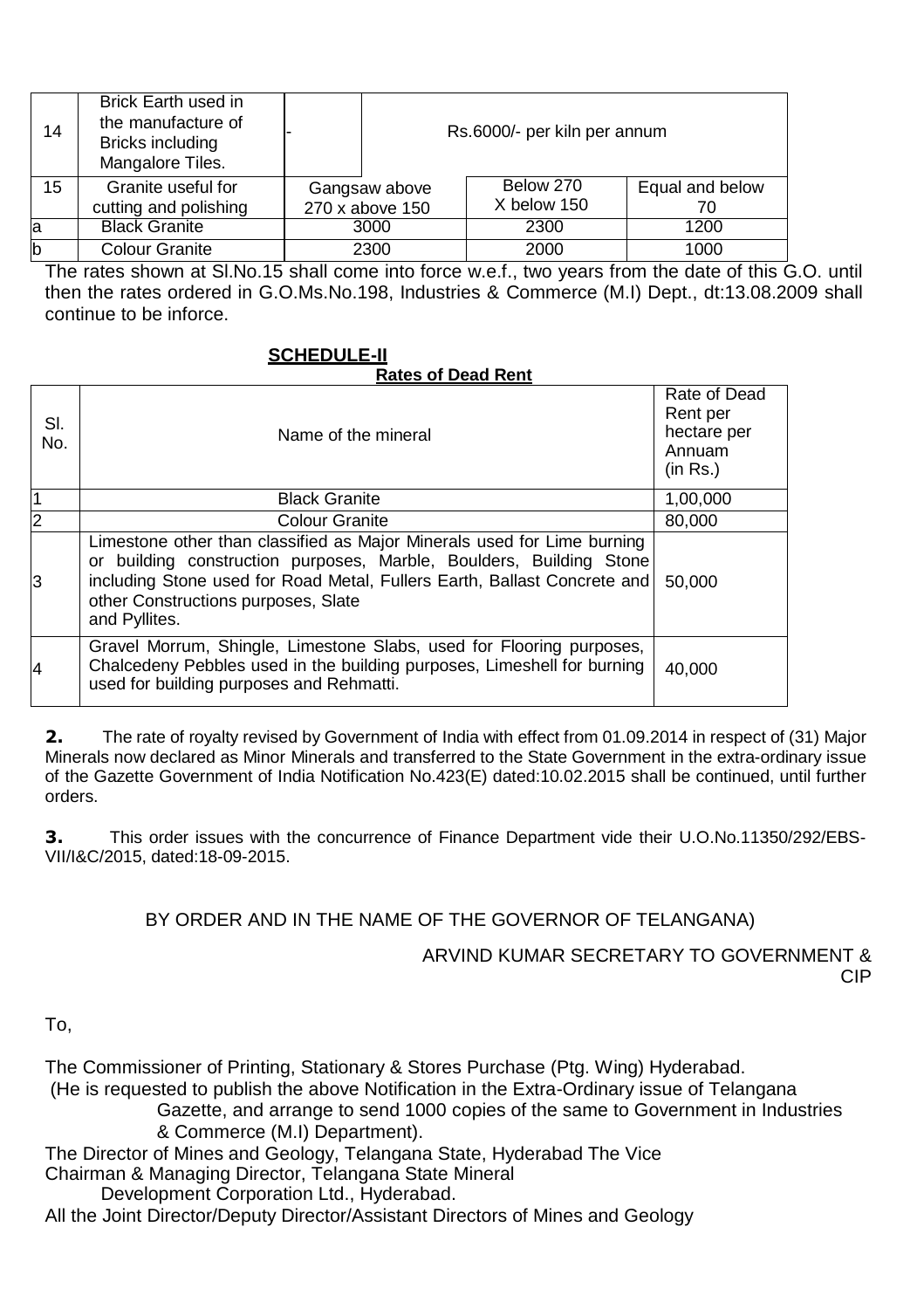| 14 | Brick Earth used in the manufacture of Bricks including Mangalore Tiles. | - | Rs.6000/- per kiln per annum | |
|---|---|---|---|---|
| 15 | Granite useful for cutting and polishing | Gangsaw above 270 x above 150 | Below 270 X below 150 | Equal and below 70 |
| a | Black Granite | 3000 | 2300 | 1200 |
| b | Colour Granite | 2300 | 2000 | 1000 |

The rates shown at Sl.No.15 shall come into force w.e.f., two years from the date of this G.O. until then the rates ordered in G.O.Ms.No.198, Industries & Commerce (M.I) Dept., dt:13.08.2009 shall continue to be inforce.

## SCHEDULE-II

**Rates of Dead Rent**

| Sl. No. | Name of the mineral | Rate of Dead Rent per hectare per Annuam (in Rs.) |
|---|---|---|
| 1 | Black Granite | 1,00,000 |
| 2 | Colour Granite | 80,000 |
| 3 | Limestone other than classified as Major Minerals used for Lime burning or building construction purposes, Marble, Boulders, Building Stone including Stone used for Road Metal, Fullers Earth, Ballast Concrete and other Constructions purposes, Slate and Pyllites. | 50,000 |
| 4 | Gravel Morrum, Shingle, Limestone Slabs, used for Flooring purposes, Chalcedeny Pebbles used in the building purposes, Limeshell for burning used for building purposes and Rehmatti. | 40,000 |

**2.** The rate of royalty revised by Government of India with effect from 01.09.2014 in respect of (31) Major Minerals now declared as Minor Minerals and transferred to the State Government in the extra-ordinary issue of the Gazette Government of India Notification No.423(E) dated:10.02.2015 shall be continued, until further orders.

**3.** This order issues with the concurrence of Finance Department vide their U.O.No.11350/292/EBS-VII/I&C/2015, dated:18-09-2015.

BY ORDER AND IN THE NAME OF THE GOVERNOR OF TELANGANA)

ARVIND KUMAR SECRETARY TO GOVERNMENT & CIP

To,

The Commissioner of Printing, Stationary & Stores Purchase (Ptg. Wing) Hyderabad.
(He is requested to publish the above Notification in the Extra-Ordinary issue of Telangana Gazette, and arrange to send 1000 copies of the same to Government in Industries & Commerce (M.I) Department).
The Director of Mines and Geology, Telangana State, Hyderabad The Vice Chairman & Managing Director, Telangana State Mineral Development Corporation Ltd., Hyderabad.
All the Joint Director/Deputy Director/Assistant Directors of Mines and Geology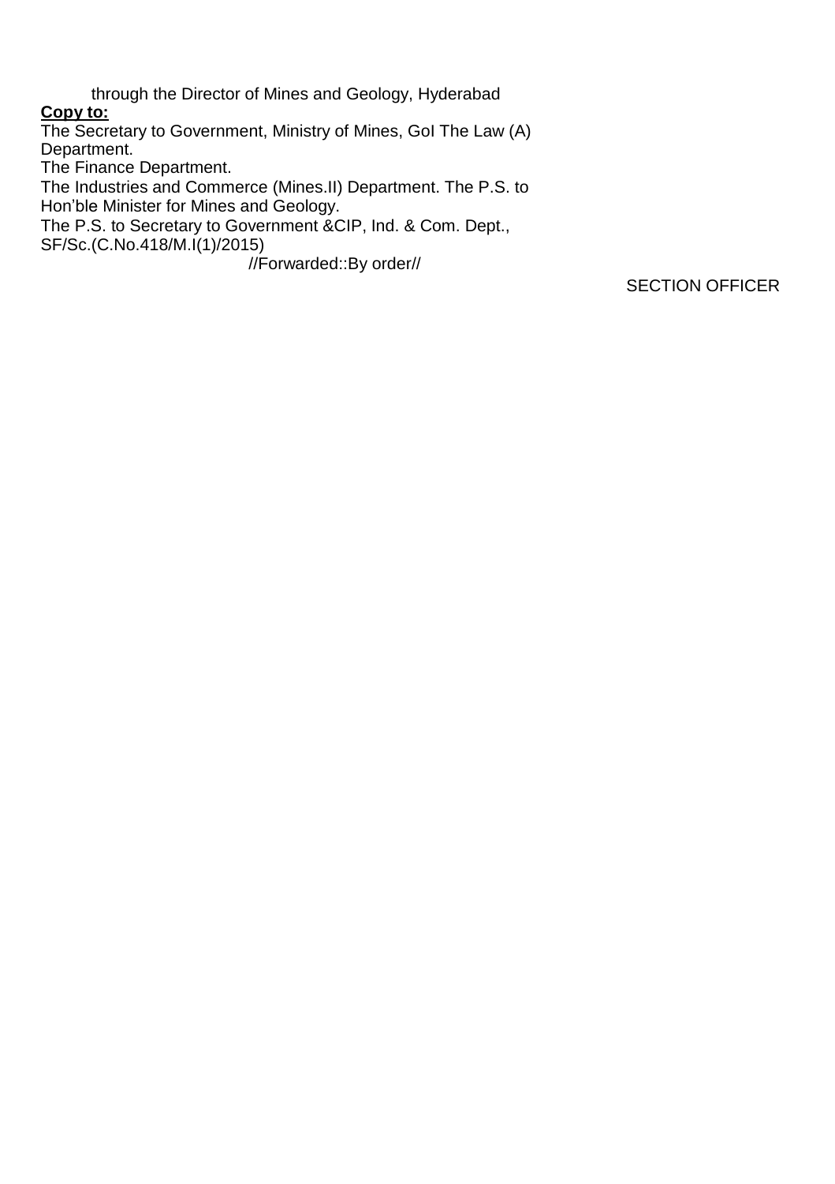through the Director of Mines and Geology, Hyderabad

**Copy to:**

The Secretary to Government, Ministry of Mines, GoI The Law (A) Department.

The Finance Department.

The Industries and Commerce (Mines.II) Department. The P.S. to Hon'ble Minister for Mines and Geology.

The P.S. to Secretary to Government &CIP, Ind. & Com. Dept., SF/Sc.(C.No.418/M.I(1)/2015)

//Forwarded::By order//

SECTION OFFICER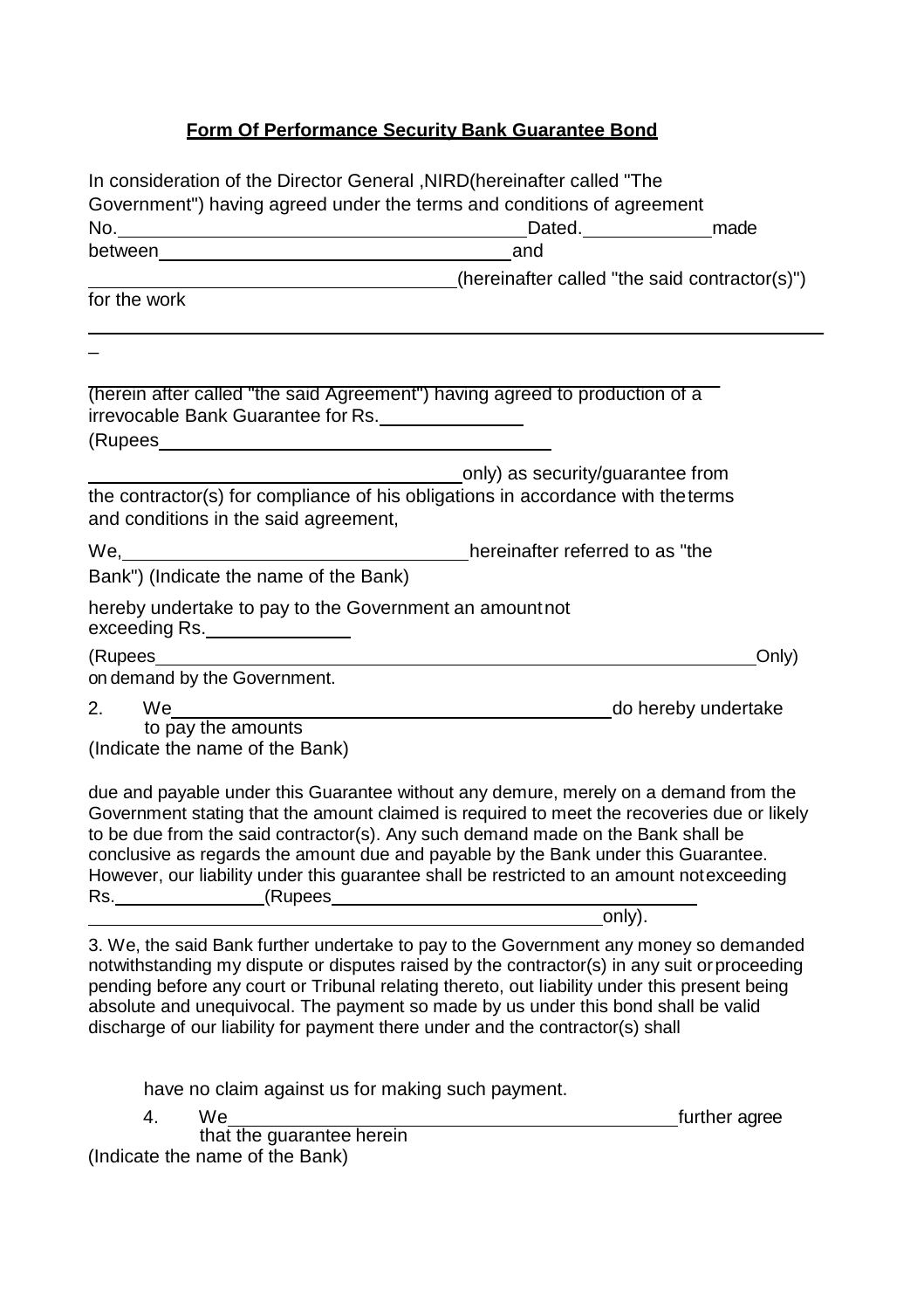# **Form Of Performance Security Bank Guarantee Bond**

In consideration of the Director General ,NIRD(hereinafter called "The Government") having agreed under the terms and conditions of agreement No.\_\_\_\_\_\_\_\_\_\_\_\_\_\_\_\_\_\_\_\_\_\_\_\_\_\_\_\_ Dated.\_\_\_\_\_\_\_\_\_\_\_ made between\_\_\_\_\_\_\_\_\_\_\_\_\_\_\_\_\_\_\_\_\_\_\_\_\_\_\_\_ and \_\_\_\_\_\_\_\_\_\_\_\_\_\_\_\_\_\_\_\_\_\_\_\_\_\_\_\_ (hereinafter called "the said contractor(s)") for the work

\_\_\_\_\_\_\_\_\_\_\_\_\_\_\_\_\_\_\_\_\_\_\_\_\_\_\_\_\_\_\_\_\_\_\_\_\_\_\_\_\_\_\_\_\_\_\_\_\_\_\_\_\_\_\_\_\_\_

(herein after called "the said Agreement") having agreed to production of a irrevocable Bank Guarantee for Rs.\_\_\_\_\_\_\_\_\_\_\_\_\_\_
(Rupees\_\_\_\_\_\_\_\_\_\_\_\_\_\_\_\_\_\_\_\_\_\_\_\_\_\_\_\_\_\_\_\_\_\_\_\_\_\_\_\_\_\_\_\_\_\_\_\_\_\_\_\_\_\_\_ only) as security/guarantee from the contractor(s) for compliance of his obligations in accordance with the terms and conditions in the said agreement,

We,\_\_\_\_\_\_\_\_\_\_\_\_\_\_\_\_\_\_\_\_\_\_\_\_\_\_\_\_ hereinafter referred to as "the Bank") (Indicate the name of the Bank)

hereby undertake to pay to the Government an amount not exceeding Rs.\_\_\_\_\_\_\_\_\_\_\_\_\_\_
(Rupees\_\_\_\_\_\_\_\_\_\_\_\_\_\_\_\_\_\_\_\_\_\_\_\_\_\_\_\_\_\_\_\_\_\_\_\_\_\_\_\_\_\_\_\_\_\_\_\_\_\_\_\_ Only) on demand by the Government.

2. We\_\_\_\_\_\_\_\_\_\_\_\_\_\_\_\_\_\_\_\_\_\_\_\_\_\_\_\_\_\_\_\_\_\_\_\_\_\_ do hereby undertake to pay the amounts
(Indicate the name of the Bank)

due and payable under this Guarantee without any demure, merely on a demand from the Government stating that the amount claimed is required to meet the recoveries due or likely to be due from the said contractor(s). Any such demand made on the Bank shall be conclusive as regards the amount due and payable by the Bank under this Guarantee. However, our liability under this guarantee shall be restricted to an amount not exceeding Rs.\_\_\_\_\_\_\_\_\_\_\_\_\_\_ (Rupees\_\_\_\_\_\_\_\_\_\_\_\_\_\_\_\_\_\_\_\_\_\_\_\_\_\_\_\_\_\_\_\_\_\_\_\_\_\_\_\_\_\_\_\_\_\_\_\_\_\_\_\_ only).

3. We, the said Bank further undertake to pay to the Government any money so demanded notwithstanding my dispute or disputes raised by the contractor(s) in any suit or proceeding pending before any court or Tribunal relating thereto, out liability under this present being absolute and unequivocal. The payment so made by us under this bond shall be valid discharge of our liability for payment there under and the contractor(s) shall have no claim against us for making such payment.

4. We\_\_\_\_\_\_\_\_\_\_\_\_\_\_\_\_\_\_\_\_\_\_\_\_\_\_\_\_\_\_\_\_\_\_\_\_\_\_ further agree that the guarantee herein
(Indicate the name of the Bank)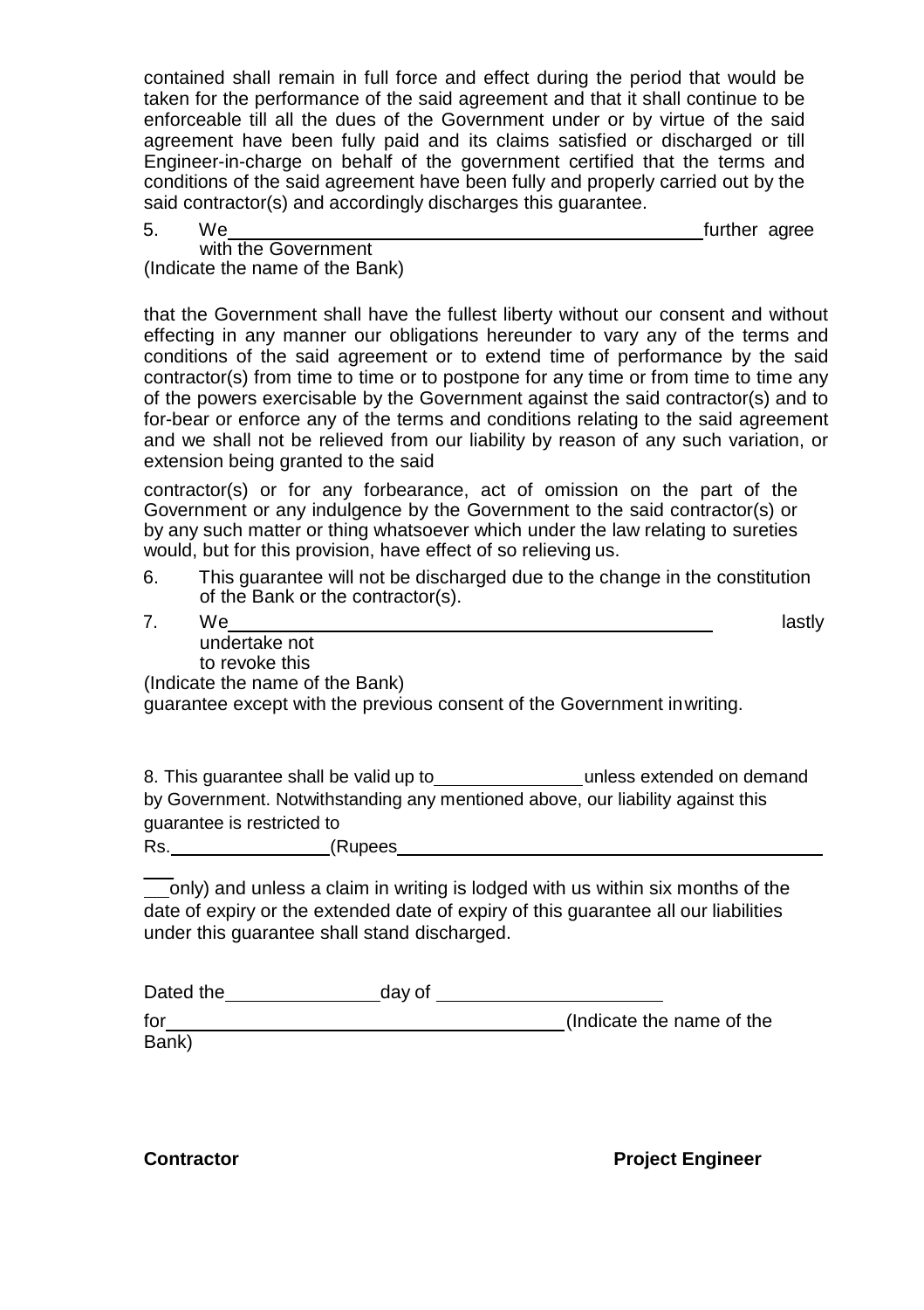contained shall remain in full force and effect during the period that would be taken for the performance of the said agreement and that it shall continue to be enforceable till all the dues of the Government under or by virtue of the said agreement have been fully paid and its claims satisfied or discharged or till Engineer-in-charge on behalf of the government certified that the terms and conditions of the said agreement have been fully and properly carried out by the said contractor(s) and accordingly discharges this guarantee.

5. We\_\_\_\_\_\_\_\_\_\_\_\_\_\_\_\_\_\_\_\_\_\_\_\_\_\_\_\_\_\_\_\_\_\_\_\_\_\_\_\_\_\_\_\_ further agree with the Government
(Indicate the name of the Bank)

that the Government shall have the fullest liberty without our consent and without effecting in any manner our obligations hereunder to vary any of the terms and conditions of the said agreement or to extend time of performance by the said contractor(s) from time to time or to postpone for any time or from time to time any of the powers exercisable by the Government against the said contractor(s) and to for-bear or enforce any of the terms and conditions relating to the said agreement and we shall not be relieved from our liability by reason of any such variation, or extension being granted to the said

contractor(s) or for any forbearance, act of omission on the part of the Government or any indulgence by the Government to the said contractor(s) or by any such matter or thing whatsoever which under the law relating to sureties would, but for this provision, have effect of so relieving us.

6. This guarantee will not be discharged due to the change in the constitution of the Bank or the contractor(s).

7. We\_\_\_\_\_\_\_\_\_\_\_\_\_\_\_\_\_\_\_\_\_\_\_\_\_\_\_\_\_\_\_\_\_\_\_\_\_\_\_\_\_\_\_\_ lastly undertake not to revoke this
(Indicate the name of the Bank)
guarantee except with the previous consent of the Government inwriting.

8. This guarantee shall be valid up to\_\_\_\_\_\_\_\_\_\_\_\_\_\_ unless extended on demand by Government. Notwithstanding any mentioned above, our liability against this guarantee is restricted to
Rs.\_\_\_\_\_\_\_\_\_\_\_\_\_\_\_(Rupees\_\_\_\_\_\_\_\_\_\_\_\_\_\_\_\_\_\_\_\_\_\_\_\_\_\_\_\_\_\_\_\_\_\_\_\_\_\_\_\_\_

\_\_only) and unless a claim in writing is lodged with us within six months of the date of expiry or the extended date of expiry of this guarantee all our liabilities under this guarantee shall stand discharged.

Dated the\_\_\_\_\_\_\_\_\_\_\_\_\_\_\_day of \_\_\_\_\_\_\_\_\_\_\_\_\_\_\_\_\_\_\_\_\_

for\_\_\_\_\_\_\_\_\_\_\_\_\_\_\_\_\_\_\_\_\_\_\_\_\_\_\_\_\_\_\_\_\_\_\_\_\_\_\_(Indicate the name of the Bank)

**Contractor** **Project Engineer**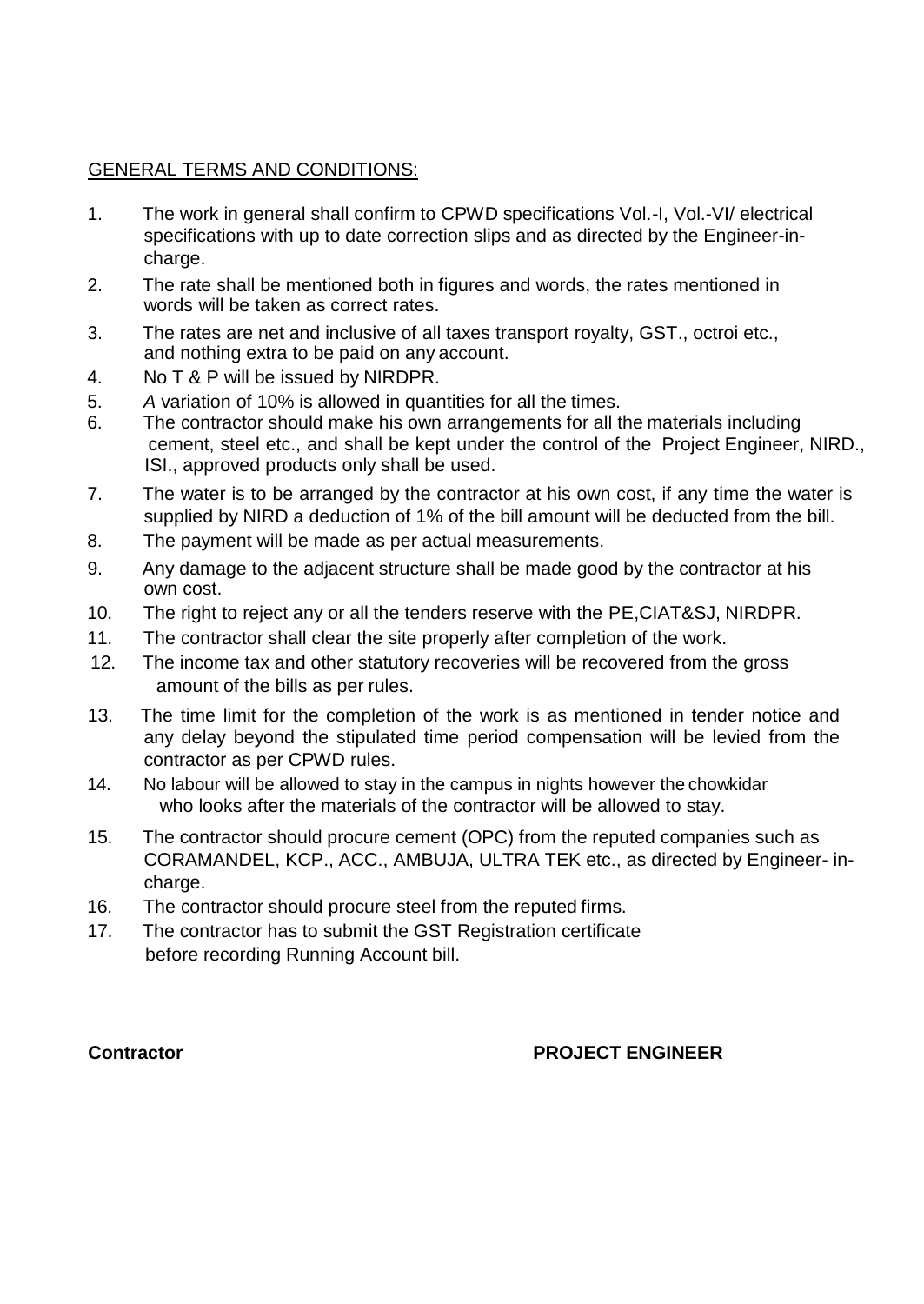## GENERAL TERMS AND CONDITIONS:

1. The work in general shall confirm to CPWD specifications Vol.-I, Vol.-VI/ electrical specifications with up to date correction slips and as directed by the Engineer-in-charge.
2. The rate shall be mentioned both in figures and words, the rates mentioned in words will be taken as correct rates.
3. The rates are net and inclusive of all taxes transport royalty, GST., octroi etc., and nothing extra to be paid on any account.
4. No T & P will be issued by NIRDPR.
5. *A* variation of 10% is allowed in quantities for all the times.
6. The contractor should make his own arrangements for all the materials including cement, steel etc., and shall be kept under the control of the Project Engineer, NIRD., ISI., approved products only shall be used.
7. The water is to be arranged by the contractor at his own cost, if any time the water is supplied by NIRD a deduction of 1% of the bill amount will be deducted from the bill.
8. The payment will be made as per actual measurements.
9. Any damage to the adjacent structure shall be made good by the contractor at his own cost.
10. The right to reject any or all the tenders reserve with the PE,CIAT&SJ, NIRDPR.
11. The contractor shall clear the site properly after completion of the work.
12. The income tax and other statutory recoveries will be recovered from the gross amount of the bills as per rules.
13. The time limit for the completion of the work is as mentioned in tender notice and any delay beyond the stipulated time period compensation will be levied from the contractor as per CPWD rules.
14. No labour will be allowed to stay in the campus in nights however the chowkidar who looks after the materials of the contractor will be allowed to stay.
15. The contractor should procure cement (OPC) from the reputed companies such as CORAMANDEL, KCP., ACC., AMBUJA, ULTRA TEK etc., as directed by Engineer- in-charge.
16. The contractor should procure steel from the reputed firms.
17. The contractor has to submit the GST Registration certificate before recording Running Account bill.

**Contractor** **PROJECT ENGINEER**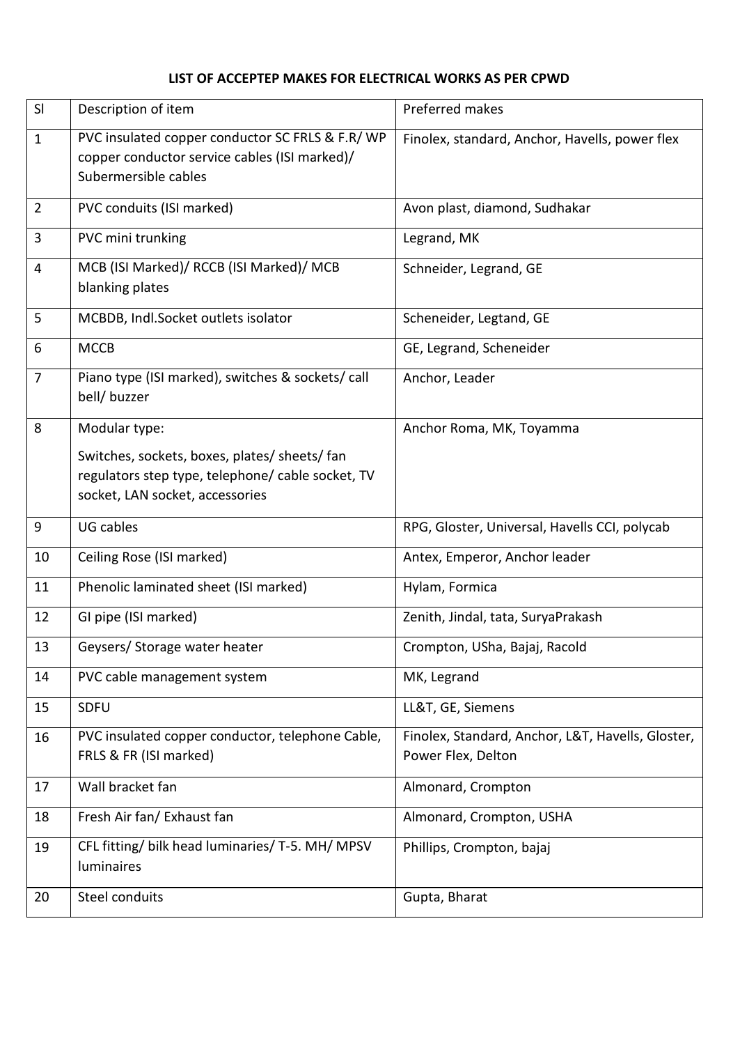**LIST OF ACCEPTEP MAKES FOR ELECTRICAL WORKS AS PER CPWD**

| Sl | Description of item | Preferred makes |
|---|---|---|
| 1 | PVC insulated copper conductor SC FRLS & F.R/ WP copper conductor service cables (ISI marked)/ Subermersible cables | Finolex, standard, Anchor, Havells, power flex |
| 2 | PVC conduits (ISI marked) | Avon plast, diamond, Sudhakar |
| 3 | PVC mini trunking | Legrand, MK |
| 4 | MCB (ISI Marked)/ RCCB (ISI Marked)/ MCB blanking plates | Schneider, Legrand, GE |
| 5 | MCBDB, Indl.Socket outlets isolator | Scheneider, Legtand, GE |
| 6 | MCCB | GE, Legrand, Scheneider |
| 7 | Piano type (ISI marked), switches & sockets/ call bell/ buzzer | Anchor, Leader |
| 8 | Modular type:<br>Switches, sockets, boxes, plates/ sheets/ fan regulators step type, telephone/ cable socket, TV socket, LAN socket, accessories | Anchor Roma, MK, Toyamma |
| 9 | UG cables | RPG, Gloster, Universal, Havells CCI, polycab |
| 10 | Ceiling Rose (ISI marked) | Antex, Emperor, Anchor leader |
| 11 | Phenolic laminated sheet (ISI marked) | Hylam, Formica |
| 12 | GI pipe (ISI marked) | Zenith, Jindal, tata, SuryaPrakash |
| 13 | Geysers/ Storage water heater | Crompton, USha, Bajaj, Racold |
| 14 | PVC cable management system | MK, Legrand |
| 15 | SDFU | LL&T, GE, Siemens |
| 16 | PVC insulated copper conductor, telephone Cable, FRLS & FR (ISI marked) | Finolex, Standard, Anchor, L&T, Havells, Gloster, Power Flex, Delton |
| 17 | Wall bracket fan | Almonard, Crompton |
| 18 | Fresh Air fan/ Exhaust fan | Almonard, Crompton, USHA |
| 19 | CFL fitting/ bilk head luminaries/ T-5. MH/ MPSV luminaires | Phillips, Crompton, bajaj |
| 20 | Steel conduits | Gupta, Bharat |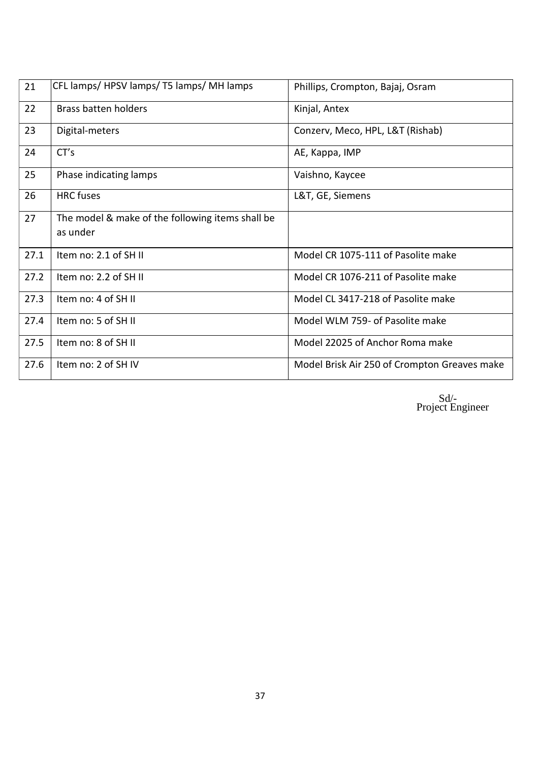| | | |
|---|---|---|
| 21 | CFL lamps/ HPSV lamps/ T5 lamps/ MH lamps | Phillips, Crompton, Bajaj, Osram |
| 22 | Brass batten holders | Kinjal, Antex |
| 23 | Digital-meters | Conzerv, Meco, HPL, L&T (Rishab) |
| 24 | CT's | AE, Kappa, IMP |
| 25 | Phase indicating lamps | Vaishno, Kaycee |
| 26 | HRC fuses | L&T, GE, Siemens |
| 27 | The model & make of the following items shall be as under | |
| 27.1 | Item no: 2.1 of SH II | Model CR 1075-111 of Pasolite make |
| 27.2 | Item no: 2.2 of SH II | Model CR 1076-211 of Pasolite make |
| 27.3 | Item no: 4 of SH II | Model CL 3417-218 of Pasolite make |
| 27.4 | Item no: 5 of SH II | Model WLM 759- of Pasolite make |
| 27.5 | Item no: 8 of SH II | Model 22025 of Anchor Roma make |
| 27.6 | Item no: 2 of SH IV | Model Brisk Air 250 of Crompton Greaves make |

Sd/-
Project Engineer